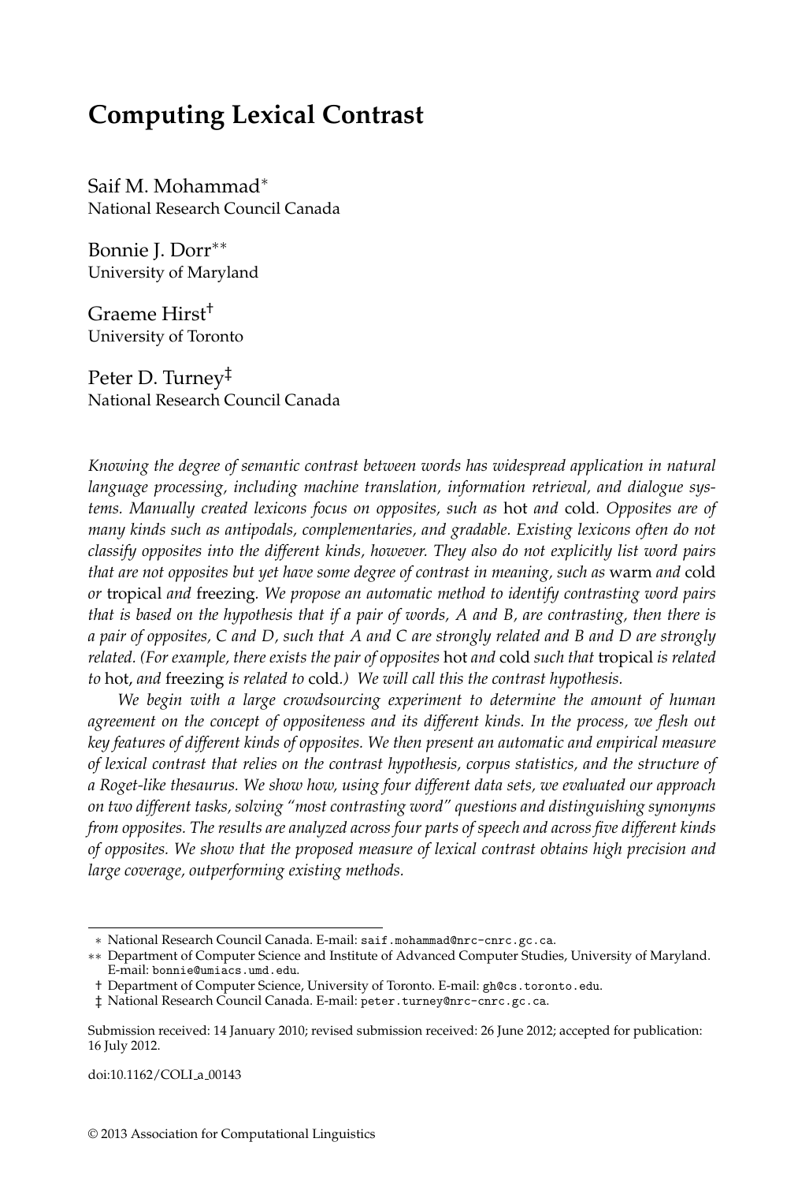# Computing Lexical Contrast

Saif M. Mohammad[∗]
National Research Council Canada

Bonnie J. Dorr[∗∗]
University of Maryland

Graeme Hirst[†]
University of Toronto

Peter D. Turney[‡]
National Research Council Canada

*Knowing the degree of semantic contrast between words has widespread application in natural language processing, including machine translation, information retrieval, and dialogue systems. Manually created lexicons focus on opposites, such as* hot *and* cold*. Opposites are of many kinds such as antipodals, complementaries, and gradable. Existing lexicons often do not classify opposites into the different kinds, however. They also do not explicitly list word pairs that are not opposites but yet have some degree of contrast in meaning, such as* warm *and* cold *or* tropical *and* freezing*. We propose an automatic method to identify contrasting word pairs that is based on the hypothesis that if a pair of words, A and B, are contrasting, then there is a pair of opposites, C and D, such that A and C are strongly related and B and D are strongly related. (For example, there exists the pair of opposites* hot *and* cold *such that* tropical *is related to* hot*, and* freezing *is related to* cold*.) We will call this the contrast hypothesis.*

*We begin with a large crowdsourcing experiment to determine the amount of human agreement on the concept of oppositeness and its different kinds. In the process, we flesh out key features of different kinds of opposites. We then present an automatic and empirical measure of lexical contrast that relies on the contrast hypothesis, corpus statistics, and the structure of a Roget-like thesaurus. We show how, using four different data sets, we evaluated our approach on two different tasks, solving "most contrasting word" questions and distinguishing synonyms from opposites. The results are analyzed across four parts of speech and across five different kinds of opposites. We show that the proposed measure of lexical contrast obtains high precision and large coverage, outperforming existing methods.*

---

∗ National Research Council Canada. E-mail: saif.mohammad@nrc-cnrc.gc.ca.

∗∗ Department of Computer Science and Institute of Advanced Computer Studies, University of Maryland. E-mail: bonnie@umiacs.umd.edu.

† Department of Computer Science, University of Toronto. E-mail: gh@cs.toronto.edu.

‡ National Research Council Canada. E-mail: peter.turney@nrc-cnrc.gc.ca.

Submission received: 14 January 2010; revised submission received: 26 June 2012; accepted for publication: 16 July 2012.

doi:10.1162/COLI_a_00143

© 2013 Association for Computational Linguistics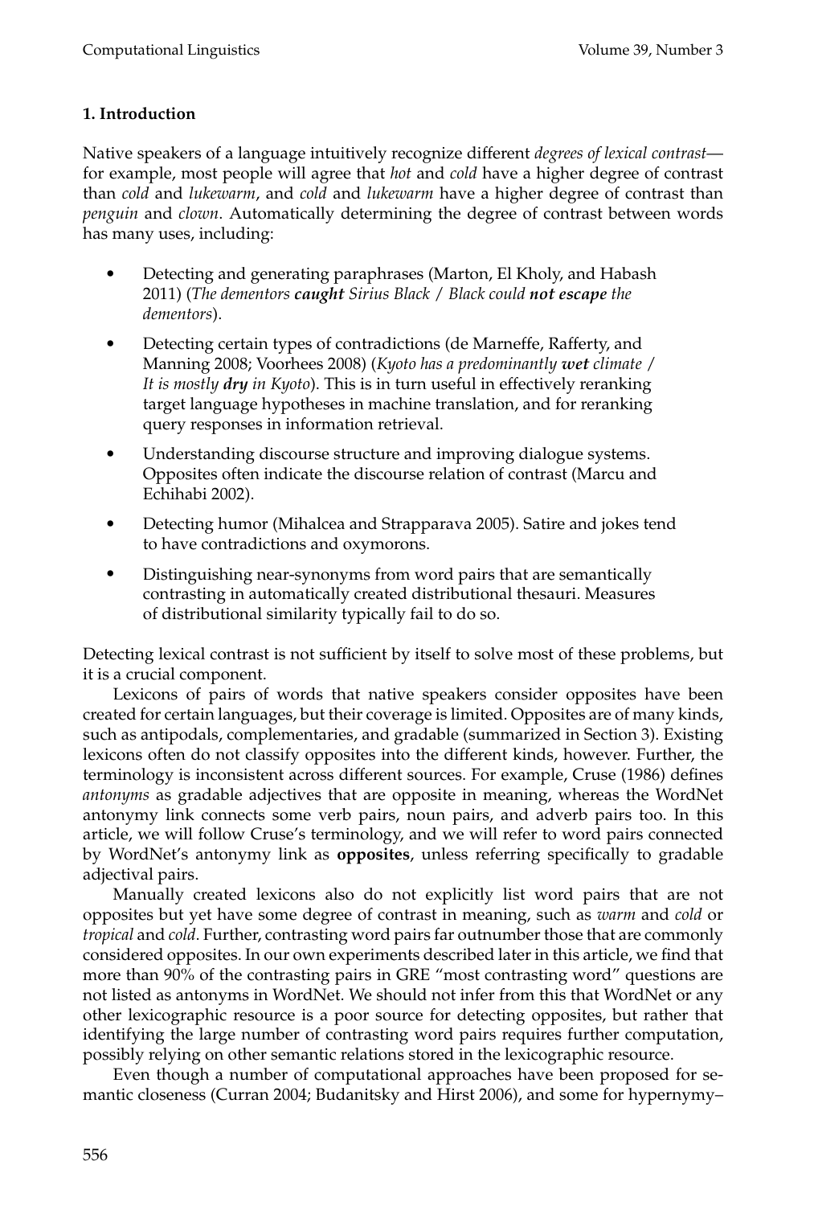## 1. Introduction

Native speakers of a language intuitively recognize different *degrees of lexical contrast*—for example, most people will agree that *hot* and *cold* have a higher degree of contrast than *cold* and *lukewarm*, and *cold* and *lukewarm* have a higher degree of contrast than *penguin* and *clown*. Automatically determining the degree of contrast between words has many uses, including:

- Detecting and generating paraphrases (Marton, El Kholy, and Habash 2011) (*The dementors **caught** Sirius Black / Black could **not escape** the dementors*).
- Detecting certain types of contradictions (de Marneffe, Rafferty, and Manning 2008; Voorhees 2008) (*Kyoto has a predominantly **wet** climate / It is mostly **dry** in Kyoto*). This is in turn useful in effectively reranking target language hypotheses in machine translation, and for reranking query responses in information retrieval.
- Understanding discourse structure and improving dialogue systems. Opposites often indicate the discourse relation of contrast (Marcu and Echihabi 2002).
- Detecting humor (Mihalcea and Strapparava 2005). Satire and jokes tend to have contradictions and oxymorons.
- Distinguishing near-synonyms from word pairs that are semantically contrasting in automatically created distributional thesauri. Measures of distributional similarity typically fail to do so.

Detecting lexical contrast is not sufficient by itself to solve most of these problems, but it is a crucial component.

Lexicons of pairs of words that native speakers consider opposites have been created for certain languages, but their coverage is limited. Opposites are of many kinds, such as antipodals, complementaries, and gradable (summarized in Section 3). Existing lexicons often do not classify opposites into the different kinds, however. Further, the terminology is inconsistent across different sources. For example, Cruse (1986) defines *antonyms* as gradable adjectives that are opposite in meaning, whereas the WordNet antonymy link connects some verb pairs, noun pairs, and adverb pairs too. In this article, we will follow Cruse's terminology, and we will refer to word pairs connected by WordNet's antonymy link as **opposites**, unless referring specifically to gradable adjectival pairs.

Manually created lexicons also do not explicitly list word pairs that are not opposites but yet have some degree of contrast in meaning, such as *warm* and *cold* or *tropical* and *cold*. Further, contrasting word pairs far outnumber those that are commonly considered opposites. In our own experiments described later in this article, we find that more than 90% of the contrasting pairs in GRE "most contrasting word" questions are not listed as antonyms in WordNet. We should not infer from this that WordNet or any other lexicographic resource is a poor source for detecting opposites, but rather that identifying the large number of contrasting word pairs requires further computation, possibly relying on other semantic relations stored in the lexicographic resource.

Even though a number of computational approaches have been proposed for semantic closeness (Curran 2004; Budanitsky and Hirst 2006), and some for hypernymy–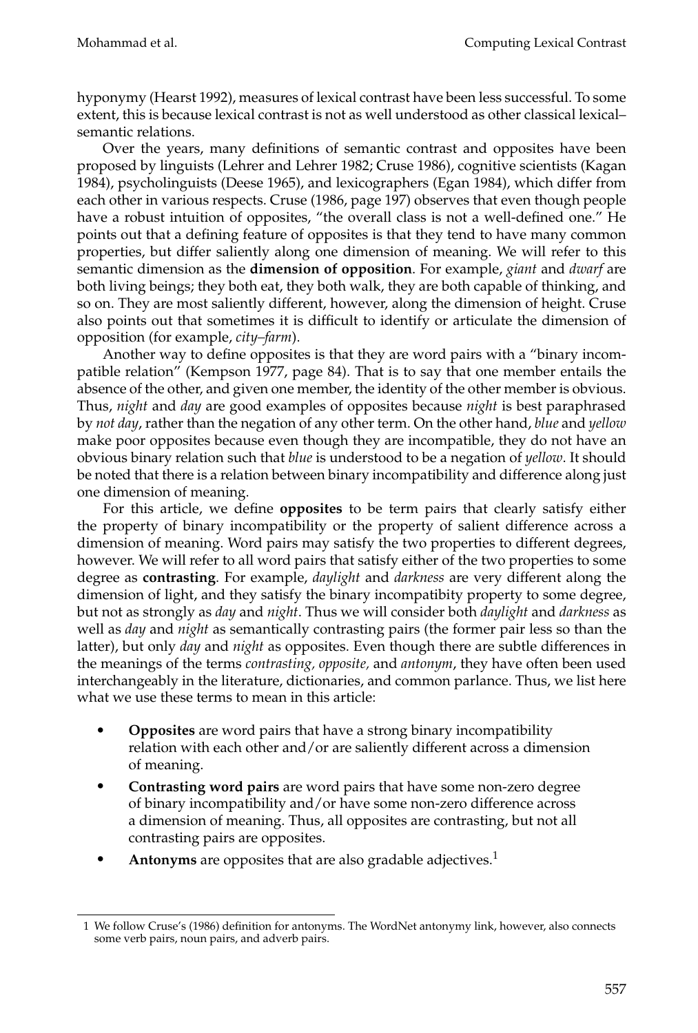hyponymy (Hearst 1992), measures of lexical contrast have been less successful. To some extent, this is because lexical contrast is not as well understood as other classical lexical–semantic relations.

Over the years, many definitions of semantic contrast and opposites have been proposed by linguists (Lehrer and Lehrer 1982; Cruse 1986), cognitive scientists (Kagan 1984), psycholinguists (Deese 1965), and lexicographers (Egan 1984), which differ from each other in various respects. Cruse (1986, page 197) observes that even though people have a robust intuition of opposites, "the overall class is not a well-defined one." He points out that a defining feature of opposites is that they tend to have many common properties, but differ saliently along one dimension of meaning. We will refer to this semantic dimension as the **dimension of opposition**. For example, *giant* and *dwarf* are both living beings; they both eat, they both walk, they are both capable of thinking, and so on. They are most saliently different, however, along the dimension of height. Cruse also points out that sometimes it is difficult to identify or articulate the dimension of opposition (for example, *city–farm*).

Another way to define opposites is that they are word pairs with a "binary incompatible relation" (Kempson 1977, page 84). That is to say that one member entails the absence of the other, and given one member, the identity of the other member is obvious. Thus, *night* and *day* are good examples of opposites because *night* is best paraphrased by *not day*, rather than the negation of any other term. On the other hand, *blue* and *yellow* make poor opposites because even though they are incompatible, they do not have an obvious binary relation such that *blue* is understood to be a negation of *yellow*. It should be noted that there is a relation between binary incompatibility and difference along just one dimension of meaning.

For this article, we define **opposites** to be term pairs that clearly satisfy either the property of binary incompatibility or the property of salient difference across a dimension of meaning. Word pairs may satisfy the two properties to different degrees, however. We will refer to all word pairs that satisfy either of the two properties to some degree as **contrasting**. For example, *daylight* and *darkness* are very different along the dimension of light, and they satisfy the binary incompatibity property to some degree, but not as strongly as *day* and *night*. Thus we will consider both *daylight* and *darkness* as well as *day* and *night* as semantically contrasting pairs (the former pair less so than the latter), but only *day* and *night* as opposites. Even though there are subtle differences in the meanings of the terms *contrasting, opposite,* and *antonym*, they have often been used interchangeably in the literature, dictionaries, and common parlance. Thus, we list here what we use these terms to mean in this article:

- **Opposites** are word pairs that have a strong binary incompatibility relation with each other and/or are saliently different across a dimension of meaning.
- **Contrasting word pairs** are word pairs that have some non-zero degree of binary incompatibility and/or have some non-zero difference across a dimension of meaning. Thus, all opposites are contrasting, but not all contrasting pairs are opposites.
- **Antonyms** are opposites that are also gradable adjectives.[1]

[1] We follow Cruse's (1986) definition for antonyms. The WordNet antonymy link, however, also connects some verb pairs, noun pairs, and adverb pairs.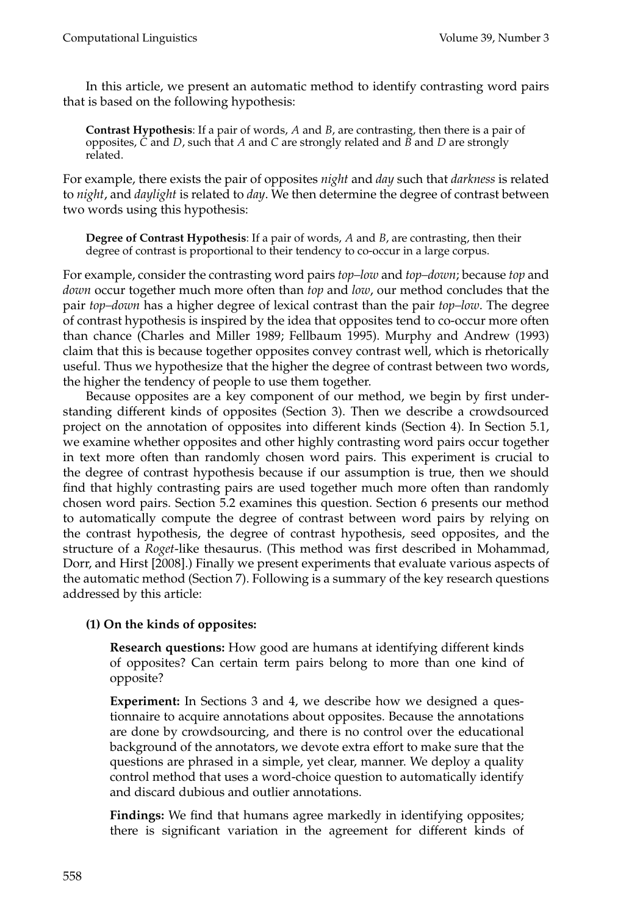In this article, we present an automatic method to identify contrasting word pairs that is based on the following hypothesis:

> **Contrast Hypothesis**: If a pair of words, *A* and *B*, are contrasting, then there is a pair of opposites, *C* and *D*, such that *A* and *C* are strongly related and *B* and *D* are strongly related.

For example, there exists the pair of opposites *night* and *day* such that *darkness* is related to *night*, and *daylight* is related to *day*. We then determine the degree of contrast between two words using this hypothesis:

> **Degree of Contrast Hypothesis**: If a pair of words, *A* and *B*, are contrasting, then their degree of contrast is proportional to their tendency to co-occur in a large corpus.

For example, consider the contrasting word pairs *top–low* and *top–down*; because *top* and *down* occur together much more often than *top* and *low*, our method concludes that the pair *top–down* has a higher degree of lexical contrast than the pair *top–low*. The degree of contrast hypothesis is inspired by the idea that opposites tend to co-occur more often than chance (Charles and Miller 1989; Fellbaum 1995). Murphy and Andrew (1993) claim that this is because together opposites convey contrast well, which is rhetorically useful. Thus we hypothesize that the higher the degree of contrast between two words, the higher the tendency of people to use them together.

Because opposites are a key component of our method, we begin by first understanding different kinds of opposites (Section 3). Then we describe a crowdsourced project on the annotation of opposites into different kinds (Section 4). In Section 5.1, we examine whether opposites and other highly contrasting word pairs occur together in text more often than randomly chosen word pairs. This experiment is crucial to the degree of contrast hypothesis because if our assumption is true, then we should find that highly contrasting pairs are used together much more often than randomly chosen word pairs. Section 5.2 examines this question. Section 6 presents our method to automatically compute the degree of contrast between word pairs by relying on the contrast hypothesis, the degree of contrast hypothesis, seed opposites, and the structure of a *Roget*-like thesaurus. (This method was first described in Mohammad, Dorr, and Hirst [2008].) Finally we present experiments that evaluate various aspects of the automatic method (Section 7). Following is a summary of the key research questions addressed by this article:

**(1) On the kinds of opposites:**

> **Research questions:** How good are humans at identifying different kinds of opposites? Can certain term pairs belong to more than one kind of opposite?
>
> **Experiment:** In Sections 3 and 4, we describe how we designed a questionnaire to acquire annotations about opposites. Because the annotations are done by crowdsourcing, and there is no control over the educational background of the annotators, we devote extra effort to make sure that the questions are phrased in a simple, yet clear, manner. We deploy a quality control method that uses a word-choice question to automatically identify and discard dubious and outlier annotations.
>
> **Findings:** We find that humans agree markedly in identifying opposites; there is significant variation in the agreement for different kinds of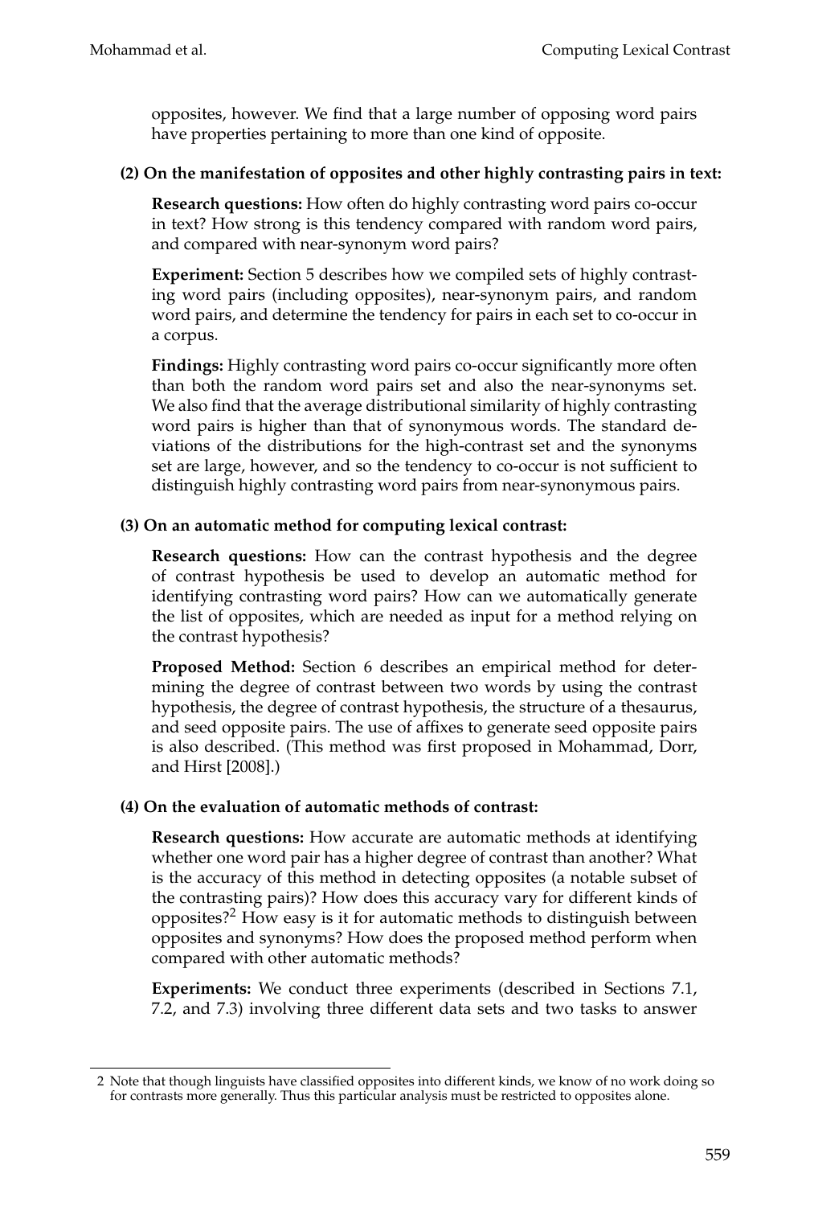opposites, however. We find that a large number of opposing word pairs have properties pertaining to more than one kind of opposite.

**(2) On the manifestation of opposites and other highly contrasting pairs in text:**

**Research questions:** How often do highly contrasting word pairs co-occur in text? How strong is this tendency compared with random word pairs, and compared with near-synonym word pairs?

**Experiment:** Section 5 describes how we compiled sets of highly contrasting word pairs (including opposites), near-synonym pairs, and random word pairs, and determine the tendency for pairs in each set to co-occur in a corpus.

**Findings:** Highly contrasting word pairs co-occur significantly more often than both the random word pairs set and also the near-synonyms set. We also find that the average distributional similarity of highly contrasting word pairs is higher than that of synonymous words. The standard deviations of the distributions for the high-contrast set and the synonyms set are large, however, and so the tendency to co-occur is not sufficient to distinguish highly contrasting word pairs from near-synonymous pairs.

**(3) On an automatic method for computing lexical contrast:**

**Research questions:** How can the contrast hypothesis and the degree of contrast hypothesis be used to develop an automatic method for identifying contrasting word pairs? How can we automatically generate the list of opposites, which are needed as input for a method relying on the contrast hypothesis?

**Proposed Method:** Section 6 describes an empirical method for determining the degree of contrast between two words by using the contrast hypothesis, the degree of contrast hypothesis, the structure of a thesaurus, and seed opposite pairs. The use of affixes to generate seed opposite pairs is also described. (This method was first proposed in Mohammad, Dorr, and Hirst [2008].)

**(4) On the evaluation of automatic methods of contrast:**

**Research questions:** How accurate are automatic methods at identifying whether one word pair has a higher degree of contrast than another? What is the accuracy of this method in detecting opposites (a notable subset of the contrasting pairs)? How does this accuracy vary for different kinds of opposites?[2] How easy is it for automatic methods to distinguish between opposites and synonyms? How does the proposed method perform when compared with other automatic methods?

**Experiments:** We conduct three experiments (described in Sections 7.1, 7.2, and 7.3) involving three different data sets and two tasks to answer

---

2 Note that though linguists have classified opposites into different kinds, we know of no work doing so for contrasts more generally. Thus this particular analysis must be restricted to opposites alone.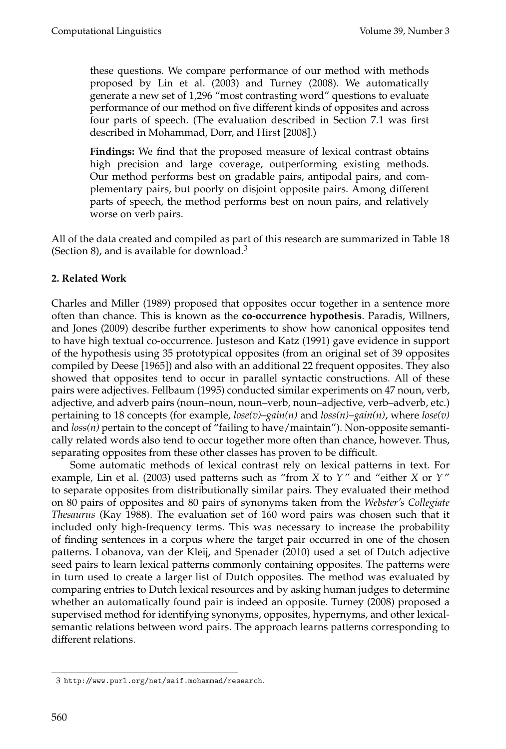these questions. We compare performance of our method with methods proposed by Lin et al. (2003) and Turney (2008). We automatically generate a new set of 1,296 "most contrasting word" questions to evaluate performance of our method on five different kinds of opposites and across four parts of speech. (The evaluation described in Section 7.1 was first described in Mohammad, Dorr, and Hirst [2008].)

**Findings:** We find that the proposed measure of lexical contrast obtains high precision and large coverage, outperforming existing methods. Our method performs best on gradable pairs, antipodal pairs, and complementary pairs, but poorly on disjoint opposite pairs. Among different parts of speech, the method performs best on noun pairs, and relatively worse on verb pairs.

All of the data created and compiled as part of this research are summarized in Table 18 (Section 8), and is available for download.[3]

## 2. Related Work

Charles and Miller (1989) proposed that opposites occur together in a sentence more often than chance. This is known as the **co-occurrence hypothesis**. Paradis, Willners, and Jones (2009) describe further experiments to show how canonical opposites tend to have high textual co-occurrence. Justeson and Katz (1991) gave evidence in support of the hypothesis using 35 prototypical opposites (from an original set of 39 opposites compiled by Deese [1965]) and also with an additional 22 frequent opposites. They also showed that opposites tend to occur in parallel syntactic constructions. All of these pairs were adjectives. Fellbaum (1995) conducted similar experiments on 47 noun, verb, adjective, and adverb pairs (noun–noun, noun–verb, noun–adjective, verb–adverb, etc.) pertaining to 18 concepts (for example, *lose(v)*–*gain(n)* and *loss(n)*–*gain(n)*, where *lose(v)* and *loss(n)* pertain to the concept of "failing to have/maintain"). Non-opposite semantically related words also tend to occur together more often than chance, however. Thus, separating opposites from these other classes has proven to be difficult.

Some automatic methods of lexical contrast rely on lexical patterns in text. For example, Lin et al. (2003) used patterns such as "from *X* to *Y*" and "either *X* or *Y*" to separate opposites from distributionally similar pairs. They evaluated their method on 80 pairs of opposites and 80 pairs of synonyms taken from the *Webster's Collegiate Thesaurus* (Kay 1988). The evaluation set of 160 word pairs was chosen such that it included only high-frequency terms. This was necessary to increase the probability of finding sentences in a corpus where the target pair occurred in one of the chosen patterns. Lobanova, van der Kleij, and Spenader (2010) used a set of Dutch adjective seed pairs to learn lexical patterns commonly containing opposites. The patterns were in turn used to create a larger list of Dutch opposites. The method was evaluated by comparing entries to Dutch lexical resources and by asking human judges to determine whether an automatically found pair is indeed an opposite. Turney (2008) proposed a supervised method for identifying synonyms, opposites, hypernyms, and other lexical-semantic relations between word pairs. The approach learns patterns corresponding to different relations.

[3] http://www.purl.org/net/saif.mohammad/research.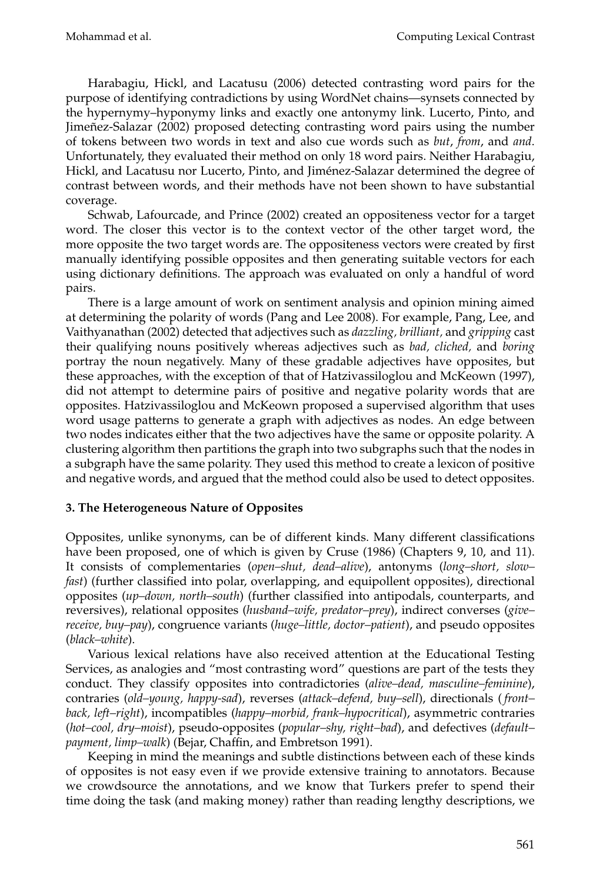Harabagiu, Hickl, and Lacatusu (2006) detected contrasting word pairs for the purpose of identifying contradictions by using WordNet chains—synsets connected by the hypernymy–hyponymy links and exactly one antonymy link. Lucerto, Pinto, and Jimeñez-Salazar (2002) proposed detecting contrasting word pairs using the number of tokens between two words in text and also cue words such as *but*, *from*, and *and*. Unfortunately, they evaluated their method on only 18 word pairs. Neither Harabagiu, Hickl, and Lacatusu nor Lucerto, Pinto, and Jiménez-Salazar determined the degree of contrast between words, and their methods have not been shown to have substantial coverage.

Schwab, Lafourcade, and Prince (2002) created an oppositeness vector for a target word. The closer this vector is to the context vector of the other target word, the more opposite the two target words are. The oppositeness vectors were created by first manually identifying possible opposites and then generating suitable vectors for each using dictionary definitions. The approach was evaluated on only a handful of word pairs.

There is a large amount of work on sentiment analysis and opinion mining aimed at determining the polarity of words (Pang and Lee 2008). For example, Pang, Lee, and Vaithyanathan (2002) detected that adjectives such as *dazzling, brilliant,* and *gripping* cast their qualifying nouns positively whereas adjectives such as *bad, cliched,* and *boring* portray the noun negatively. Many of these gradable adjectives have opposites, but these approaches, with the exception of that of Hatzivassiloglou and McKeown (1997), did not attempt to determine pairs of positive and negative polarity words that are opposites. Hatzivassiloglou and McKeown proposed a supervised algorithm that uses word usage patterns to generate a graph with adjectives as nodes. An edge between two nodes indicates either that the two adjectives have the same or opposite polarity. A clustering algorithm then partitions the graph into two subgraphs such that the nodes in a subgraph have the same polarity. They used this method to create a lexicon of positive and negative words, and argued that the method could also be used to detect opposites.

### 3. The Heterogeneous Nature of Opposites

Opposites, unlike synonyms, can be of different kinds. Many different classifications have been proposed, one of which is given by Cruse (1986) (Chapters 9, 10, and 11). It consists of complementaries (*open–shut, dead–alive*), antonyms (*long–short, slow–fast*) (further classified into polar, overlapping, and equipollent opposites), directional opposites (*up–down, north–south*) (further classified into antipodals, counterparts, and reversives), relational opposites (*husband–wife, predator–prey*), indirect converses (*give–receive, buy–pay*), congruence variants (*huge–little, doctor–patient*), and pseudo opposites (*black–white*).

Various lexical relations have also received attention at the Educational Testing Services, as analogies and "most contrasting word" questions are part of the tests they conduct. They classify opposites into contradictories (*alive–dead, masculine–feminine*), contraries (*old–young, happy-sad*), reverses (*attack–defend, buy–sell*), directionals (*front–back, left–right*), incompatibles (*happy–morbid, frank–hypocritical*), asymmetric contraries (*hot–cool, dry–moist*), pseudo-opposites (*popular–shy, right–bad*), and defectives (*default–payment, limp–walk*) (Bejar, Chaffin, and Embretson 1991).

Keeping in mind the meanings and subtle distinctions between each of these kinds of opposites is not easy even if we provide extensive training to annotators. Because we crowdsource the annotations, and we know that Turkers prefer to spend their time doing the task (and making money) rather than reading lengthy descriptions, we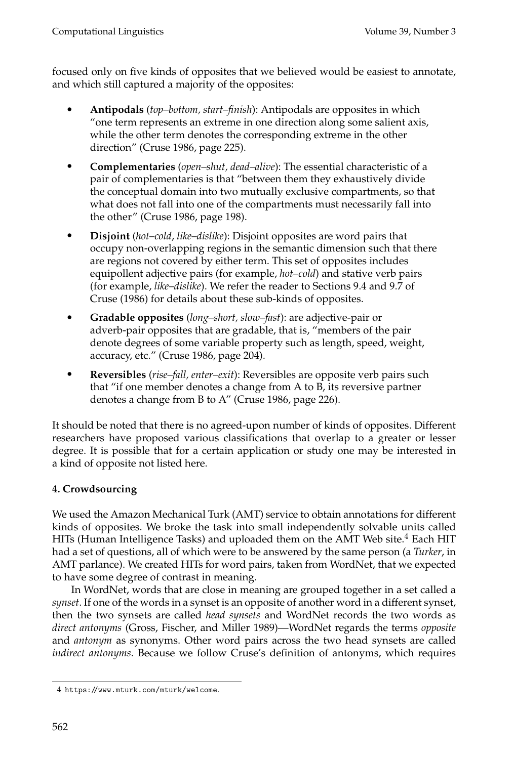focused only on five kinds of opposites that we believed would be easiest to annotate, and which still captured a majority of the opposites:

- **Antipodals** (*top–bottom, start–finish*): Antipodals are opposites in which "one term represents an extreme in one direction along some salient axis, while the other term denotes the corresponding extreme in the other direction" (Cruse 1986, page 225).
- **Complementaries** (*open–shut, dead–alive*): The essential characteristic of a pair of complementaries is that "between them they exhaustively divide the conceptual domain into two mutually exclusive compartments, so that what does not fall into one of the compartments must necessarily fall into the other" (Cruse 1986, page 198).
- **Disjoint** (*hot–cold*, *like–dislike*): Disjoint opposites are word pairs that occupy non-overlapping regions in the semantic dimension such that there are regions not covered by either term. This set of opposites includes equipollent adjective pairs (for example, *hot–cold*) and stative verb pairs (for example, *like–dislike*). We refer the reader to Sections 9.4 and 9.7 of Cruse (1986) for details about these sub-kinds of opposites.
- **Gradable opposites** (*long–short, slow–fast*): are adjective-pair or adverb-pair opposites that are gradable, that is, "members of the pair denote degrees of some variable property such as length, speed, weight, accuracy, etc." (Cruse 1986, page 204).
- **Reversibles** (*rise–fall, enter–exit*): Reversibles are opposite verb pairs such that "if one member denotes a change from A to B, its reversive partner denotes a change from B to A" (Cruse 1986, page 226).

It should be noted that there is no agreed-upon number of kinds of opposites. Different researchers have proposed various classifications that overlap to a greater or lesser degree. It is possible that for a certain application or study one may be interested in a kind of opposite not listed here.

## 4. Crowdsourcing

We used the Amazon Mechanical Turk (AMT) service to obtain annotations for different kinds of opposites. We broke the task into small independently solvable units called HITs (Human Intelligence Tasks) and uploaded them on the AMT Web site.[4] Each HIT had a set of questions, all of which were to be answered by the same person (a *Turker*, in AMT parlance). We created HITs for word pairs, taken from WordNet, that we expected to have some degree of contrast in meaning.

In WordNet, words that are close in meaning are grouped together in a set called a *synset*. If one of the words in a synset is an opposite of another word in a different synset, then the two synsets are called *head synsets* and WordNet records the two words as *direct antonyms* (Gross, Fischer, and Miller 1989)—WordNet regards the terms *opposite* and *antonym* as synonyms. Other word pairs across the two head synsets are called *indirect antonyms*. Because we follow Cruse's definition of antonyms, which requires

4 https://www.mturk.com/mturk/welcome.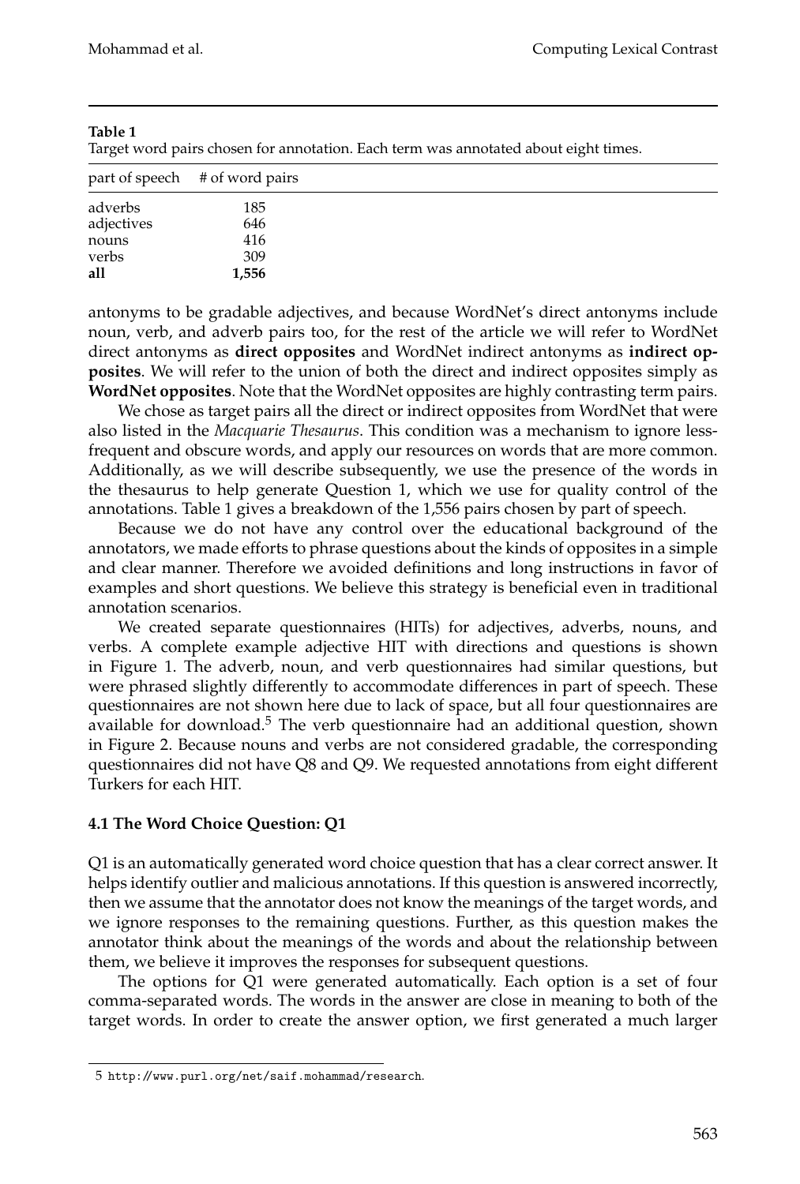**Table 1**
Target word pairs chosen for annotation. Each term was annotated about eight times.

| part of speech | # of word pairs |
|---|---|
| adverbs | 185 |
| adjectives | 646 |
| nouns | 416 |
| verbs | 309 |
| **all** | **1,556** |

antonyms to be gradable adjectives, and because WordNet's direct antonyms include noun, verb, and adverb pairs too, for the rest of the article we will refer to WordNet direct antonyms as **direct opposites** and WordNet indirect antonyms as **indirect opposites**. We will refer to the union of both the direct and indirect opposites simply as **WordNet opposites**. Note that the WordNet opposites are highly contrasting term pairs.

We chose as target pairs all the direct or indirect opposites from WordNet that were also listed in the *Macquarie Thesaurus*. This condition was a mechanism to ignore less-frequent and obscure words, and apply our resources on words that are more common. Additionally, as we will describe subsequently, we use the presence of the words in the thesaurus to help generate Question 1, which we use for quality control of the annotations. Table 1 gives a breakdown of the 1,556 pairs chosen by part of speech.

Because we do not have any control over the educational background of the annotators, we made efforts to phrase questions about the kinds of opposites in a simple and clear manner. Therefore we avoided definitions and long instructions in favor of examples and short questions. We believe this strategy is beneficial even in traditional annotation scenarios.

We created separate questionnaires (HITs) for adjectives, adverbs, nouns, and verbs. A complete example adjective HIT with directions and questions is shown in Figure 1. The adverb, noun, and verb questionnaires had similar questions, but were phrased slightly differently to accommodate differences in part of speech. These questionnaires are not shown here due to lack of space, but all four questionnaires are available for download.[5] The verb questionnaire had an additional question, shown in Figure 2. Because nouns and verbs are not considered gradable, the corresponding questionnaires did not have Q8 and Q9. We requested annotations from eight different Turkers for each HIT.

### 4.1 The Word Choice Question: Q1

Q1 is an automatically generated word choice question that has a clear correct answer. It helps identify outlier and malicious annotations. If this question is answered incorrectly, then we assume that the annotator does not know the meanings of the target words, and we ignore responses to the remaining questions. Further, as this question makes the annotator think about the meanings of the words and about the relationship between them, we believe it improves the responses for subsequent questions.

The options for Q1 were generated automatically. Each option is a set of four comma-separated words. The words in the answer are close in meaning to both of the target words. In order to create the answer option, we first generated a much larger

5 http://www.purl.org/net/saif.mohammad/research.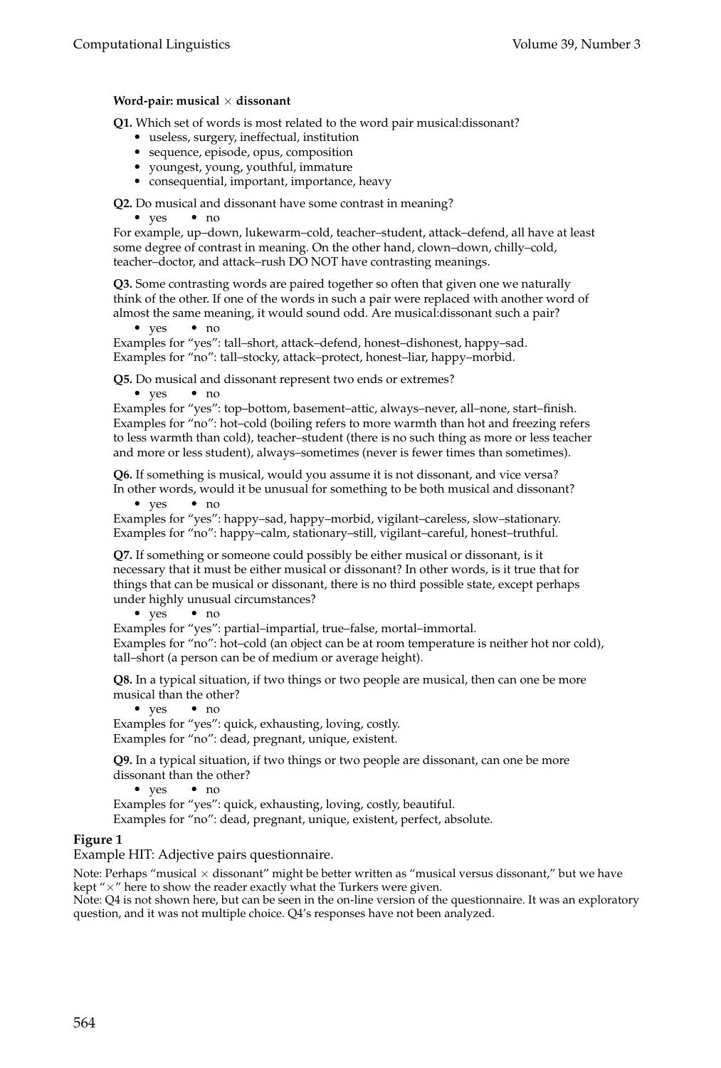**Word-pair: musical × dissonant**

**Q1.** Which set of words is most related to the word pair musical:dissonant?

- useless, surgery, ineffectual, institution
- sequence, episode, opus, composition
- youngest, young, youthful, immature
- consequential, important, importance, heavy

**Q2.** Do musical and dissonant have some contrast in meaning?

- yes • no

For example, up–down, lukewarm–cold, teacher–student, attack–defend, all have at least some degree of contrast in meaning. On the other hand, clown–down, chilly–cold, teacher–doctor, and attack–rush DO NOT have contrasting meanings.

**Q3.** Some contrasting words are paired together so often that given one we naturally think of the other. If one of the words in such a pair were replaced with another word of almost the same meaning, it would sound odd. Are musical:dissonant such a pair?

- yes • no

Examples for "yes": tall–short, attack–defend, honest–dishonest, happy–sad.
Examples for "no": tall–stocky, attack–protect, honest–liar, happy–morbid.

**Q5.** Do musical and dissonant represent two ends or extremes?

- yes • no

Examples for "yes": top–bottom, basement–attic, always–never, all–none, start–finish.
Examples for "no": hot–cold (boiling refers to more warmth than hot and freezing refers to less warmth than cold), teacher–student (there is no such thing as more or less teacher and more or less student), always–sometimes (never is fewer times than sometimes).

**Q6.** If something is musical, would you assume it is not dissonant, and vice versa? In other words, would it be unusual for something to be both musical and dissonant?

- yes • no

Examples for "yes": happy–sad, happy–morbid, vigilant–careless, slow–stationary.
Examples for "no": happy–calm, stationary–still, vigilant–careful, honest–truthful.

**Q7.** If something or someone could possibly be either musical or dissonant, is it necessary that it must be either musical or dissonant? In other words, is it true that for things that can be musical or dissonant, there is no third possible state, except perhaps under highly unusual circumstances?

- yes • no

Examples for "yes": partial–impartial, true–false, mortal–immortal.
Examples for "no": hot–cold (an object can be at room temperature is neither hot nor cold), tall–short (a person can be of medium or average height).

**Q8.** In a typical situation, if two things or two people are musical, then can one be more musical than the other?

- yes • no

Examples for "yes": quick, exhausting, loving, costly.
Examples for "no": dead, pregnant, unique, existent.

**Q9.** In a typical situation, if two things or two people are dissonant, can one be more dissonant than the other?

- yes • no

Examples for "yes": quick, exhausting, loving, costly, beautiful.
Examples for "no": dead, pregnant, unique, existent, perfect, absolute.

**Figure 1**
Example HIT: Adjective pairs questionnaire.

Note: Perhaps "musical × dissonant" might be better written as "musical versus dissonant," but we have kept "×" here to show the reader exactly what the Turkers were given.
Note: Q4 is not shown here, but can be seen in the on-line version of the questionnaire. It was an exploratory question, and it was not multiple choice. Q4's responses have not been analyzed.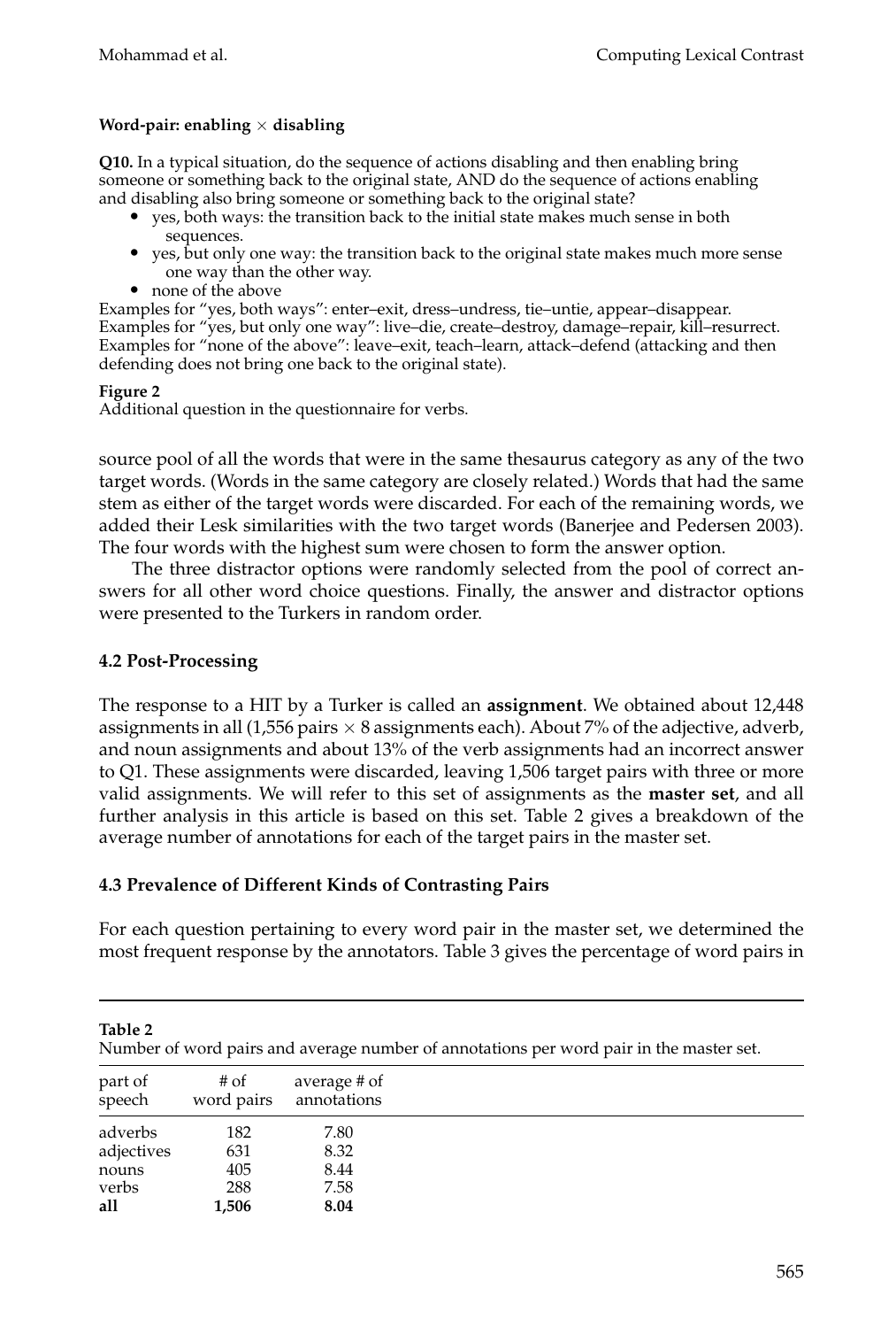**Word-pair: enabling × disabling**

**Q10.** In a typical situation, do the sequence of actions disabling and then enabling bring someone or something back to the original state, AND do the sequence of actions enabling and disabling also bring someone or something back to the original state?

- yes, both ways: the transition back to the initial state makes much sense in both sequences.
- yes, but only one way: the transition back to the original state makes much more sense one way than the other way.
- none of the above

Examples for "yes, both ways": enter–exit, dress–undress, tie–untie, appear–disappear.
Examples for "yes, but only one way": live–die, create–destroy, damage–repair, kill–resurrect.
Examples for "none of the above": leave–exit, teach–learn, attack–defend (attacking and then defending does not bring one back to the original state).

**Figure 2**
Additional question in the questionnaire for verbs.

source pool of all the words that were in the same thesaurus category as any of the two target words. (Words in the same category are closely related.) Words that had the same stem as either of the target words were discarded. For each of the remaining words, we added their Lesk similarities with the two target words (Banerjee and Pedersen 2003). The four words with the highest sum were chosen to form the answer option.

The three distractor options were randomly selected from the pool of correct answers for all other word choice questions. Finally, the answer and distractor options were presented to the Turkers in random order.

### 4.2 Post-Processing

The response to a HIT by a Turker is called an **assignment**. We obtained about 12,448 assignments in all (1,556 pairs × 8 assignments each). About 7% of the adjective, adverb, and noun assignments and about 13% of the verb assignments had an incorrect answer to Q1. These assignments were discarded, leaving 1,506 target pairs with three or more valid assignments. We will refer to this set of assignments as the **master set**, and all further analysis in this article is based on this set. Table 2 gives a breakdown of the average number of annotations for each of the target pairs in the master set.

### 4.3 Prevalence of Different Kinds of Contrasting Pairs

For each question pertaining to every word pair in the master set, we determined the most frequent response by the annotators. Table 3 gives the percentage of word pairs in

**Table 2**
Number of word pairs and average number of annotations per word pair in the master set.

| part of speech | # of word pairs | average # of annotations |
|---|---|---|
| adverbs | 182 | 7.80 |
| adjectives | 631 | 8.32 |
| nouns | 405 | 8.44 |
| verbs | 288 | 7.58 |
| **all** | **1,506** | **8.04** |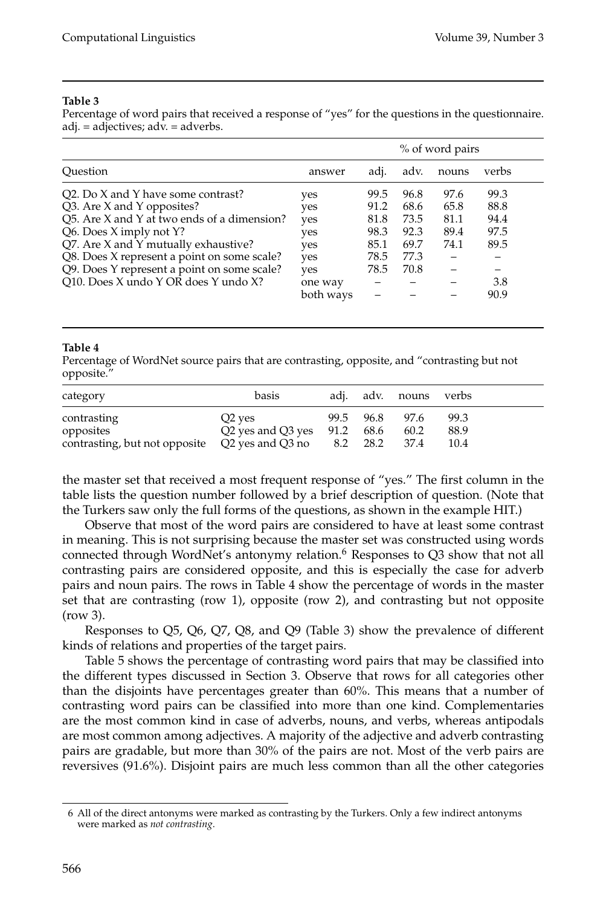**Table 3**
Percentage of word pairs that received a response of "yes" for the questions in the questionnaire. adj. = adjectives; adv. = adverbs.

| | | % of word pairs | | | |
|---|---|---|---|---|---|
| Question | answer | adj. | adv. | nouns | verbs |
| Q2. Do X and Y have some contrast? | yes | 99.5 | 96.8 | 97.6 | 99.3 |
| Q3. Are X and Y opposites? | yes | 91.2 | 68.6 | 65.8 | 88.8 |
| Q5. Are X and Y at two ends of a dimension? | yes | 81.8 | 73.5 | 81.1 | 94.4 |
| Q6. Does X imply not Y? | yes | 98.3 | 92.3 | 89.4 | 97.5 |
| Q7. Are X and Y mutually exhaustive? | yes | 85.1 | 69.7 | 74.1 | 89.5 |
| Q8. Does X represent a point on some scale? | yes | 78.5 | 77.3 | – | – |
| Q9. Does Y represent a point on some scale? | yes | 78.5 | 70.8 | – | – |
| Q10. Does X undo Y OR does Y undo X? | one way | – | – | – | 3.8 |
| | both ways | – | – | – | 90.9 |

**Table 4**
Percentage of WordNet source pairs that are contrasting, opposite, and "contrasting but not opposite."

| category | basis | adj. | adv. | nouns | verbs |
|---|---|---|---|---|---|
| contrasting | Q2 yes | 99.5 | 96.8 | 97.6 | 99.3 |
| opposites | Q2 yes and Q3 yes | 91.2 | 68.6 | 60.2 | 88.9 |
| contrasting, but not opposite | Q2 yes and Q3 no | 8.2 | 28.2 | 37.4 | 10.4 |

the master set that received a most frequent response of "yes." The first column in the table lists the question number followed by a brief description of question. (Note that the Turkers saw only the full forms of the questions, as shown in the example HIT.)

Observe that most of the word pairs are considered to have at least some contrast in meaning. This is not surprising because the master set was constructed using words connected through WordNet's antonymy relation.[6] Responses to Q3 show that not all contrasting pairs are considered opposite, and this is especially the case for adverb pairs and noun pairs. The rows in Table 4 show the percentage of words in the master set that are contrasting (row 1), opposite (row 2), and contrasting but not opposite (row 3).

Responses to Q5, Q6, Q7, Q8, and Q9 (Table 3) show the prevalence of different kinds of relations and properties of the target pairs.

Table 5 shows the percentage of contrasting word pairs that may be classified into the different types discussed in Section 3. Observe that rows for all categories other than the disjoints have percentages greater than 60%. This means that a number of contrasting word pairs can be classified into more than one kind. Complementaries are the most common kind in case of adverbs, nouns, and verbs, whereas antipodals are most common among adjectives. A majority of the adjective and adverb contrasting pairs are gradable, but more than 30% of the pairs are not. Most of the verb pairs are reversives (91.6%). Disjoint pairs are much less common than all the other categories

[6] All of the direct antonyms were marked as contrasting by the Turkers. Only a few indirect antonyms were marked as *not contrasting*.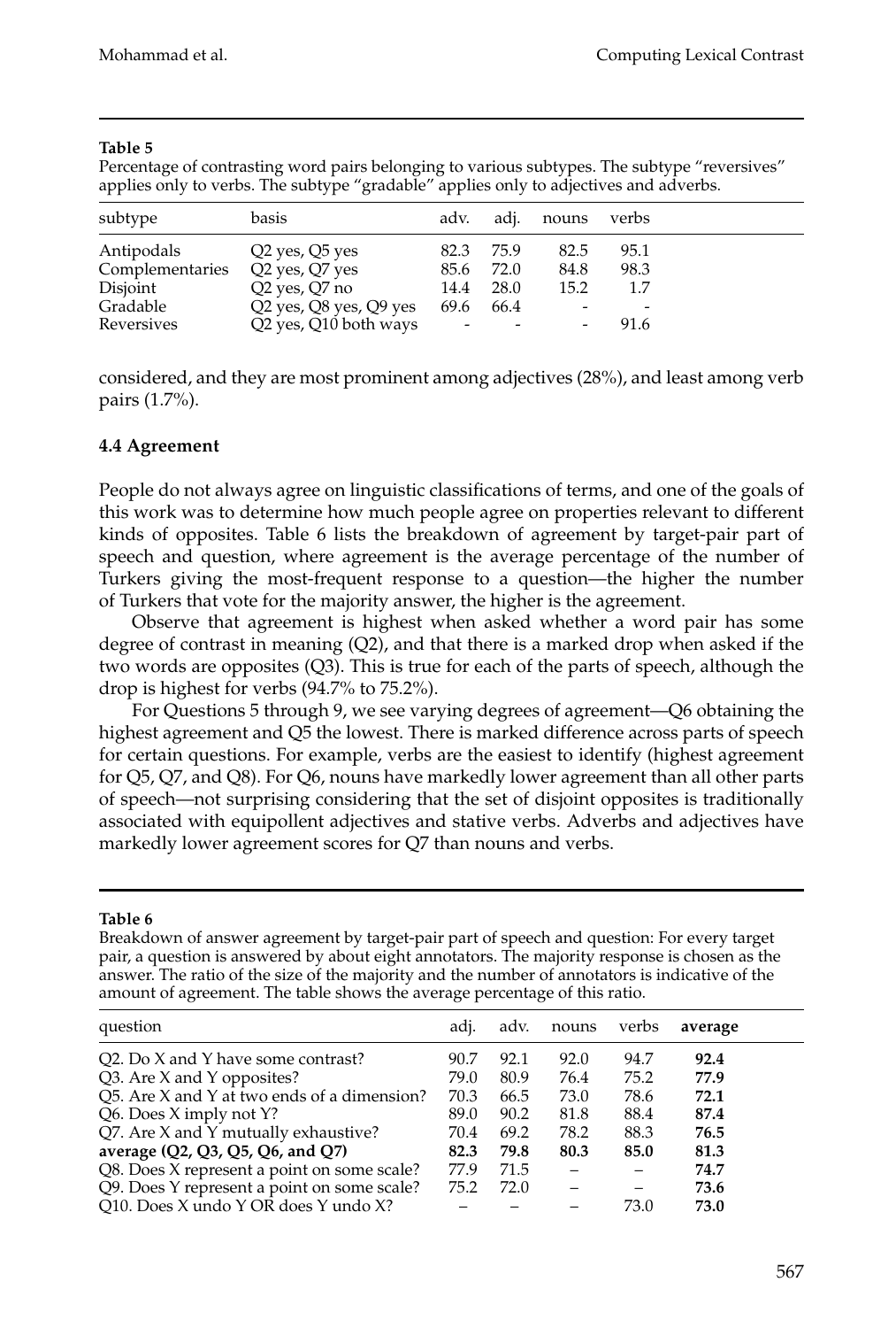**Table 5**

Percentage of contrasting word pairs belonging to various subtypes. The subtype "reversives" applies only to verbs. The subtype "gradable" applies only to adjectives and adverbs.

| subtype | basis | adv. | adj. | nouns | verbs |
|---|---|---|---|---|---|
| Antipodals | Q2 yes, Q5 yes | 82.3 | 75.9 | 82.5 | 95.1 |
| Complementaries | Q2 yes, Q7 yes | 85.6 | 72.0 | 84.8 | 98.3 |
| Disjoint | Q2 yes, Q7 no | 14.4 | 28.0 | 15.2 | 1.7 |
| Gradable | Q2 yes, Q8 yes, Q9 yes | 69.6 | 66.4 | - | - |
| Reversives | Q2 yes, Q10 both ways | - | - | - | 91.6 |

considered, and they are most prominent among adjectives (28%), and least among verb pairs (1.7%).

### 4.4 Agreement

People do not always agree on linguistic classifications of terms, and one of the goals of this work was to determine how much people agree on properties relevant to different kinds of opposites. Table 6 lists the breakdown of agreement by target-pair part of speech and question, where agreement is the average percentage of the number of Turkers giving the most-frequent response to a question—the higher the number of Turkers that vote for the majority answer, the higher is the agreement.

Observe that agreement is highest when asked whether a word pair has some degree of contrast in meaning (Q2), and that there is a marked drop when asked if the two words are opposites (Q3). This is true for each of the parts of speech, although the drop is highest for verbs (94.7% to 75.2%).

For Questions 5 through 9, we see varying degrees of agreement—Q6 obtaining the highest agreement and Q5 the lowest. There is marked difference across parts of speech for certain questions. For example, verbs are the easiest to identify (highest agreement for Q5, Q7, and Q8). For Q6, nouns have markedly lower agreement than all other parts of speech—not surprising considering that the set of disjoint opposites is traditionally associated with equipollent adjectives and stative verbs. Adverbs and adjectives have markedly lower agreement scores for Q7 than nouns and verbs.

**Table 6**

Breakdown of answer agreement by target-pair part of speech and question: For every target pair, a question is answered by about eight annotators. The majority response is chosen as the answer. The ratio of the size of the majority and the number of annotators is indicative of the amount of agreement. The table shows the average percentage of this ratio.

| question | adj. | adv. | nouns | verbs | average |
|---|---|---|---|---|---|
| Q2. Do X and Y have some contrast? | 90.7 | 92.1 | 92.0 | 94.7 | **92.4** |
| Q3. Are X and Y opposites? | 79.0 | 80.9 | 76.4 | 75.2 | **77.9** |
| Q5. Are X and Y at two ends of a dimension? | 70.3 | 66.5 | 73.0 | 78.6 | **72.1** |
| Q6. Does X imply not Y? | 89.0 | 90.2 | 81.8 | 88.4 | **87.4** |
| Q7. Are X and Y mutually exhaustive? | 70.4 | 69.2 | 78.2 | 88.3 | **76.5** |
| **average (Q2, Q3, Q5, Q6, and Q7)** | **82.3** | **79.8** | **80.3** | **85.0** | **81.3** |
| Q8. Does X represent a point on some scale? | 77.9 | 71.5 | – | – | **74.7** |
| Q9. Does Y represent a point on some scale? | 75.2 | 72.0 | – | – | **73.6** |
| Q10. Does X undo Y OR does Y undo X? | – | – | – | 73.0 | **73.0** |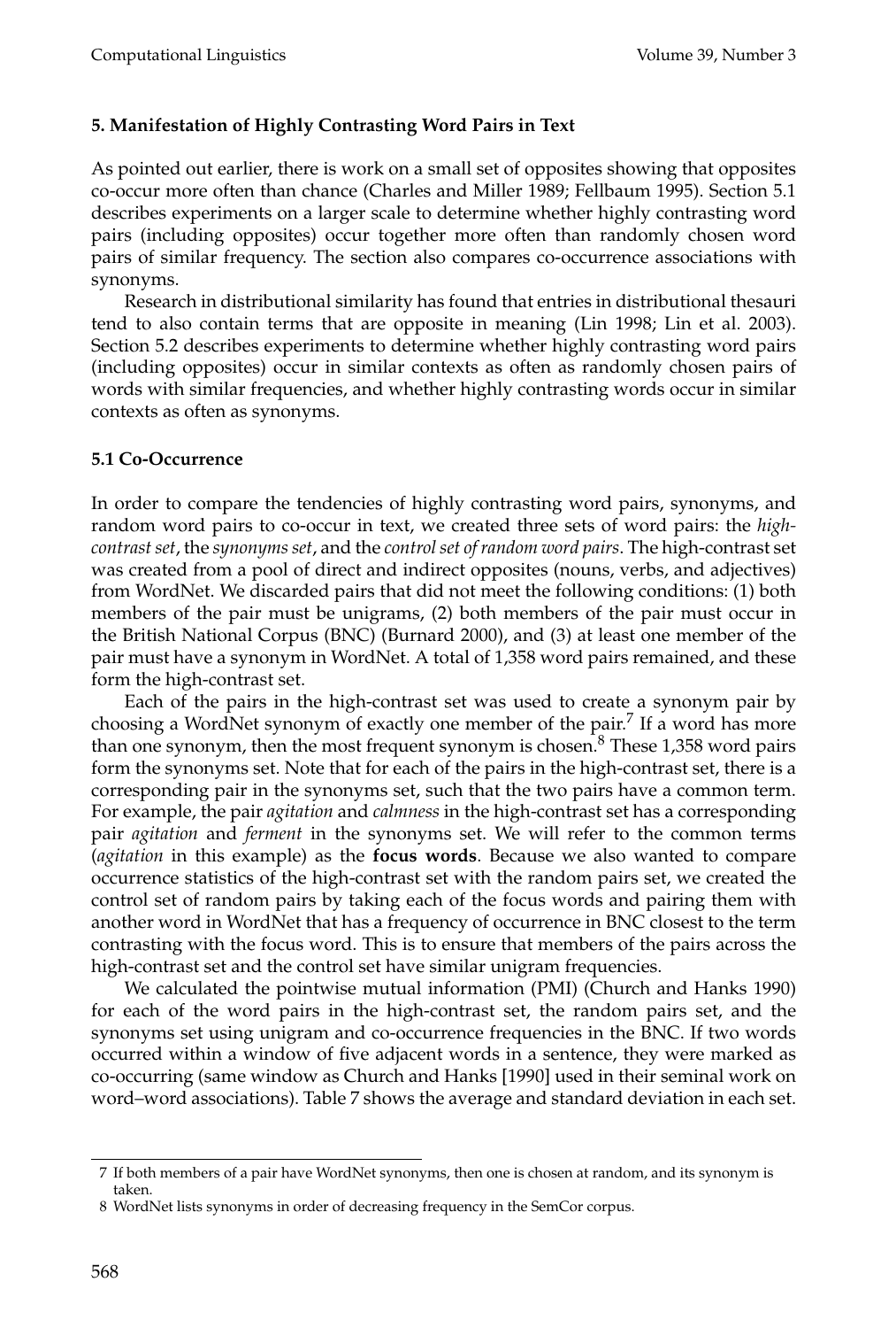## 5. Manifestation of Highly Contrasting Word Pairs in Text

As pointed out earlier, there is work on a small set of opposites showing that opposites co-occur more often than chance (Charles and Miller 1989; Fellbaum 1995). Section 5.1 describes experiments on a larger scale to determine whether highly contrasting word pairs (including opposites) occur together more often than randomly chosen word pairs of similar frequency. The section also compares co-occurrence associations with synonyms.

Research in distributional similarity has found that entries in distributional thesauri tend to also contain terms that are opposite in meaning (Lin 1998; Lin et al. 2003). Section 5.2 describes experiments to determine whether highly contrasting word pairs (including opposites) occur in similar contexts as often as randomly chosen pairs of words with similar frequencies, and whether highly contrasting words occur in similar contexts as often as synonyms.

### 5.1 Co-Occurrence

In order to compare the tendencies of highly contrasting word pairs, synonyms, and random word pairs to co-occur in text, we created three sets of word pairs: the *high-contrast set*, the *synonyms set*, and the *control set of random word pairs*. The high-contrast set was created from a pool of direct and indirect opposites (nouns, verbs, and adjectives) from WordNet. We discarded pairs that did not meet the following conditions: (1) both members of the pair must be unigrams, (2) both members of the pair must occur in the British National Corpus (BNC) (Burnard 2000), and (3) at least one member of the pair must have a synonym in WordNet. A total of 1,358 word pairs remained, and these form the high-contrast set.

Each of the pairs in the high-contrast set was used to create a synonym pair by choosing a WordNet synonym of exactly one member of the pair.[7] If a word has more than one synonym, then the most frequent synonym is chosen.[8] These 1,358 word pairs form the synonyms set. Note that for each of the pairs in the high-contrast set, there is a corresponding pair in the synonyms set, such that the two pairs have a common term. For example, the pair *agitation* and *calmness* in the high-contrast set has a corresponding pair *agitation* and *ferment* in the synonyms set. We will refer to the common terms (*agitation* in this example) as the **focus words**. Because we also wanted to compare occurrence statistics of the high-contrast set with the random pairs set, we created the control set of random pairs by taking each of the focus words and pairing them with another word in WordNet that has a frequency of occurrence in BNC closest to the term contrasting with the focus word. This is to ensure that members of the pairs across the high-contrast set and the control set have similar unigram frequencies.

We calculated the pointwise mutual information (PMI) (Church and Hanks 1990) for each of the word pairs in the high-contrast set, the random pairs set, and the synonyms set using unigram and co-occurrence frequencies in the BNC. If two words occurred within a window of five adjacent words in a sentence, they were marked as co-occurring (same window as Church and Hanks [1990] used in their seminal work on word–word associations). Table 7 shows the average and standard deviation in each set.

---

7 If both members of a pair have WordNet synonyms, then one is chosen at random, and its synonym is taken.

8 WordNet lists synonyms in order of decreasing frequency in the SemCor corpus.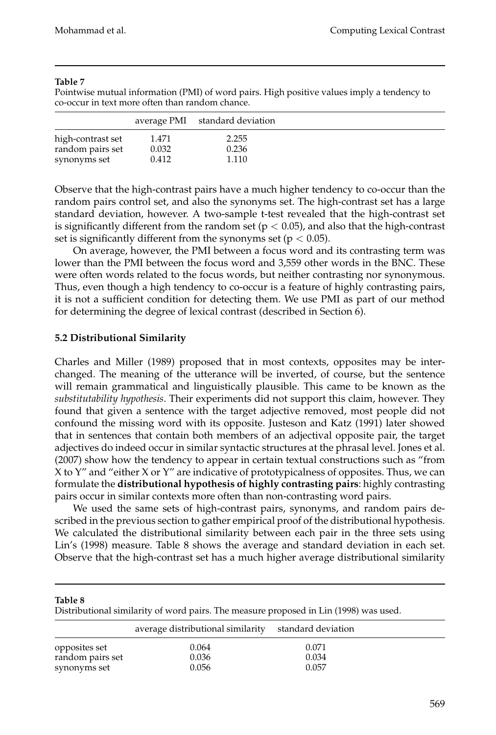**Table 7**
Pointwise mutual information (PMI) of word pairs. High positive values imply a tendency to co-occur in text more often than random chance.

| | average PMI | standard deviation |
|---|---|---|
| high-contrast set | 1.471 | 2.255 |
| random pairs set | 0.032 | 0.236 |
| synonyms set | 0.412 | 1.110 |

Observe that the high-contrast pairs have a much higher tendency to co-occur than the random pairs control set, and also the synonyms set. The high-contrast set has a large standard deviation, however. A two-sample t-test revealed that the high-contrast set is significantly different from the random set ($p < 0.05$), and also that the high-contrast set is significantly different from the synonyms set ($p < 0.05$).

On average, however, the PMI between a focus word and its contrasting term was lower than the PMI between the focus word and 3,559 other words in the BNC. These were often words related to the focus words, but neither contrasting nor synonymous. Thus, even though a high tendency to co-occur is a feature of highly contrasting pairs, it is not a sufficient condition for detecting them. We use PMI as part of our method for determining the degree of lexical contrast (described in Section 6).

### 5.2 Distributional Similarity

Charles and Miller (1989) proposed that in most contexts, opposites may be interchanged. The meaning of the utterance will be inverted, of course, but the sentence will remain grammatical and linguistically plausible. This came to be known as the *substitutability hypothesis*. Their experiments did not support this claim, however. They found that given a sentence with the target adjective removed, most people did not confound the missing word with its opposite. Justeson and Katz (1991) later showed that in sentences that contain both members of an adjectival opposite pair, the target adjectives do indeed occur in similar syntactic structures at the phrasal level. Jones et al. (2007) show how the tendency to appear in certain textual constructions such as "from X to Y" and "either X or Y" are indicative of prototypicalness of opposites. Thus, we can formulate the **distributional hypothesis of highly contrasting pairs**: highly contrasting pairs occur in similar contexts more often than non-contrasting word pairs.

We used the same sets of high-contrast pairs, synonyms, and random pairs described in the previous section to gather empirical proof of the distributional hypothesis. We calculated the distributional similarity between each pair in the three sets using Lin's (1998) measure. Table 8 shows the average and standard deviation in each set. Observe that the high-contrast set has a much higher average distributional similarity

**Table 8**
Distributional similarity of word pairs. The measure proposed in Lin (1998) was used.

| | average distributional similarity | standard deviation |
|---|---|---|
| opposites set | 0.064 | 0.071 |
| random pairs set | 0.036 | 0.034 |
| synonyms set | 0.056 | 0.057 |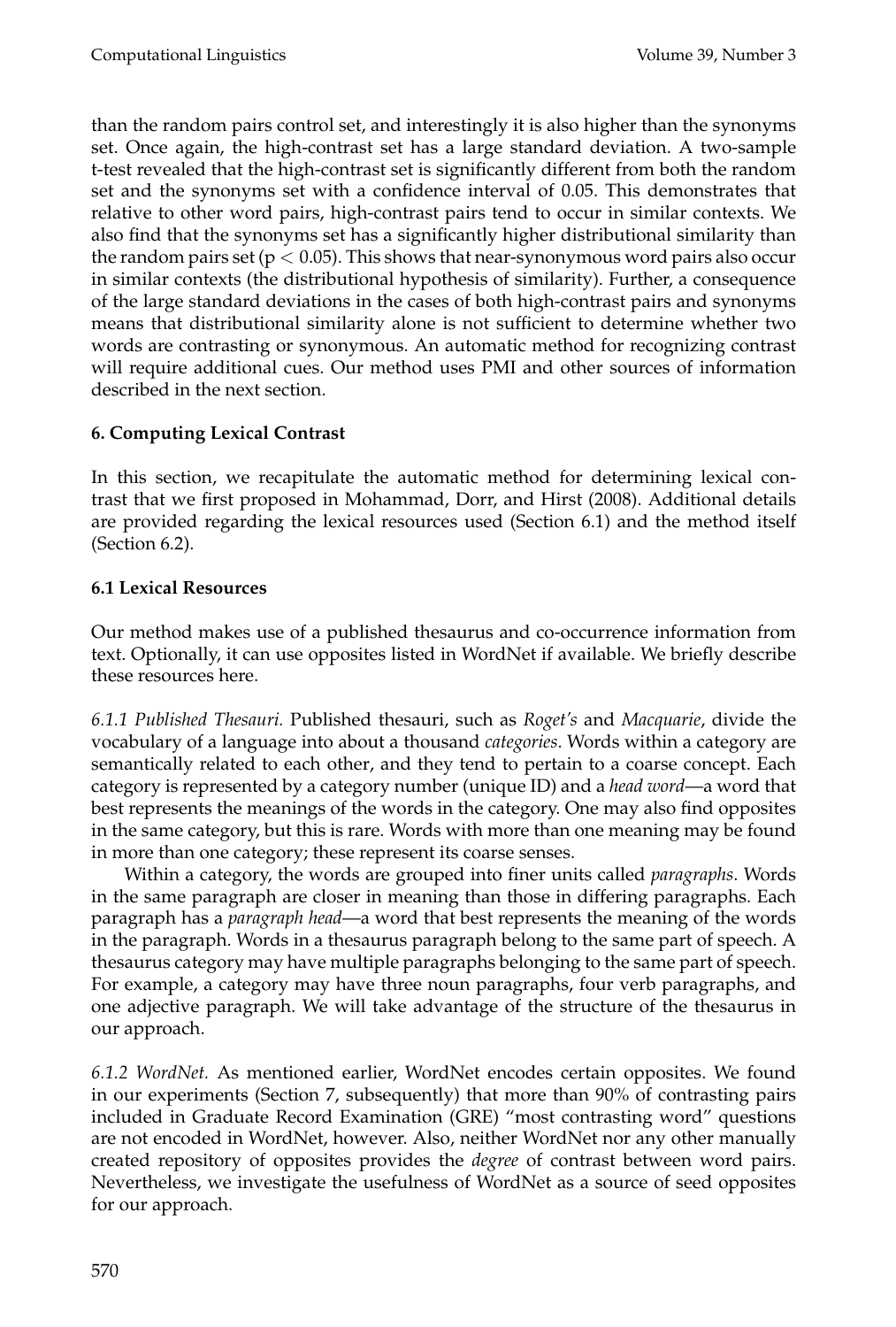than the random pairs control set, and interestingly it is also higher than the synonyms set. Once again, the high-contrast set has a large standard deviation. A two-sample t-test revealed that the high-contrast set is significantly different from both the random set and the synonyms set with a confidence interval of 0.05. This demonstrates that relative to other word pairs, high-contrast pairs tend to occur in similar contexts. We also find that the synonyms set has a significantly higher distributional similarity than the random pairs set ($p < 0.05$). This shows that near-synonymous word pairs also occur in similar contexts (the distributional hypothesis of similarity). Further, a consequence of the large standard deviations in the cases of both high-contrast pairs and synonyms means that distributional similarity alone is not sufficient to determine whether two words are contrasting or synonymous. An automatic method for recognizing contrast will require additional cues. Our method uses PMI and other sources of information described in the next section.

## 6. Computing Lexical Contrast

In this section, we recapitulate the automatic method for determining lexical contrast that we first proposed in Mohammad, Dorr, and Hirst (2008). Additional details are provided regarding the lexical resources used (Section 6.1) and the method itself (Section 6.2).

### 6.1 Lexical Resources

Our method makes use of a published thesaurus and co-occurrence information from text. Optionally, it can use opposites listed in WordNet if available. We briefly describe these resources here.

*6.1.1 Published Thesauri.* Published thesauri, such as *Roget's* and *Macquarie*, divide the vocabulary of a language into about a thousand *categories*. Words within a category are semantically related to each other, and they tend to pertain to a coarse concept. Each category is represented by a category number (unique ID) and a *head word*—a word that best represents the meanings of the words in the category. One may also find opposites in the same category, but this is rare. Words with more than one meaning may be found in more than one category; these represent its coarse senses.

Within a category, the words are grouped into finer units called *paragraphs*. Words in the same paragraph are closer in meaning than those in differing paragraphs. Each paragraph has a *paragraph head*—a word that best represents the meaning of the words in the paragraph. Words in a thesaurus paragraph belong to the same part of speech. A thesaurus category may have multiple paragraphs belonging to the same part of speech. For example, a category may have three noun paragraphs, four verb paragraphs, and one adjective paragraph. We will take advantage of the structure of the thesaurus in our approach.

*6.1.2 WordNet.* As mentioned earlier, WordNet encodes certain opposites. We found in our experiments (Section 7, subsequently) that more than 90% of contrasting pairs included in Graduate Record Examination (GRE) "most contrasting word" questions are not encoded in WordNet, however. Also, neither WordNet nor any other manually created repository of opposites provides the *degree* of contrast between word pairs. Nevertheless, we investigate the usefulness of WordNet as a source of seed opposites for our approach.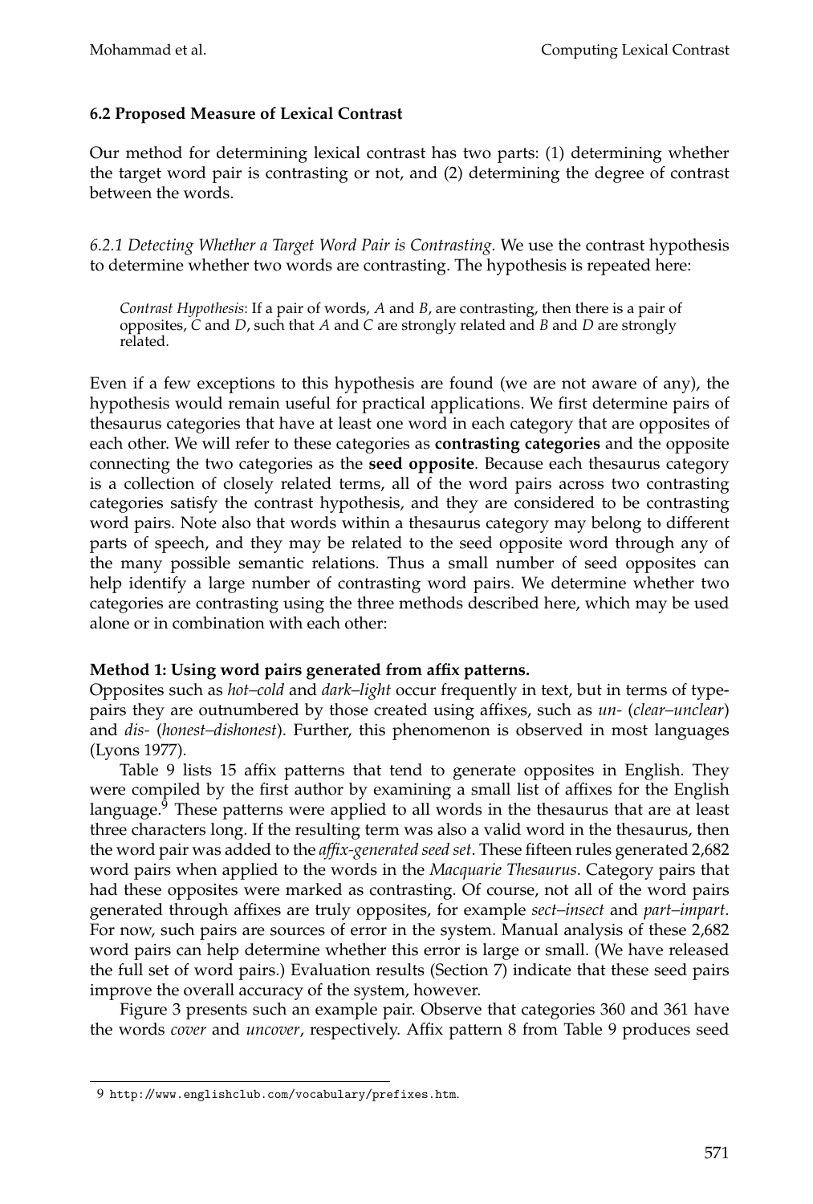### 6.2 Proposed Measure of Lexical Contrast

Our method for determining lexical contrast has two parts: (1) determining whether the target word pair is contrasting or not, and (2) determining the degree of contrast between the words.

*6.2.1 Detecting Whether a Target Word Pair is Contrasting.* We use the contrast hypothesis to determine whether two words are contrasting. The hypothesis is repeated here:

> *Contrast Hypothesis*: If a pair of words, *A* and *B*, are contrasting, then there is a pair of opposites, *C* and *D*, such that *A* and *C* are strongly related and *B* and *D* are strongly related.

Even if a few exceptions to this hypothesis are found (we are not aware of any), the hypothesis would remain useful for practical applications. We first determine pairs of thesaurus categories that have at least one word in each category that are opposites of each other. We will refer to these categories as **contrasting categories** and the opposite connecting the two categories as the **seed opposite**. Because each thesaurus category is a collection of closely related terms, all of the word pairs across two contrasting categories satisfy the contrast hypothesis, and they are considered to be contrasting word pairs. Note also that words within a thesaurus category may belong to different parts of speech, and they may be related to the seed opposite word through any of the many possible semantic relations. Thus a small number of seed opposites can help identify a large number of contrasting word pairs. We determine whether two categories are contrasting using the three methods described here, which may be used alone or in combination with each other:

**Method 1: Using word pairs generated from affix patterns.**

Opposites such as *hot–cold* and *dark–light* occur frequently in text, but in terms of type-pairs they are outnumbered by those created using affixes, such as *un-* (*clear–unclear*) and *dis-* (*honest–dishonest*). Further, this phenomenon is observed in most languages (Lyons 1977).

Table 9 lists 15 affix patterns that tend to generate opposites in English. They were compiled by the first author by examining a small list of affixes for the English language.[9] These patterns were applied to all words in the thesaurus that are at least three characters long. If the resulting term was also a valid word in the thesaurus, then the word pair was added to the *affix-generated seed set*. These fifteen rules generated 2,682 word pairs when applied to the words in the *Macquarie Thesaurus*. Category pairs that had these opposites were marked as contrasting. Of course, not all of the word pairs generated through affixes are truly opposites, for example *sect–insect* and *part–impart*. For now, such pairs are sources of error in the system. Manual analysis of these 2,682 word pairs can help determine whether this error is large or small. (We have released the full set of word pairs.) Evaluation results (Section 7) indicate that these seed pairs improve the overall accuracy of the system, however.

Figure 3 presents such an example pair. Observe that categories 360 and 361 have the words *cover* and *uncover*, respectively. Affix pattern 8 from Table 9 produces seed

---

9 http://www.englishclub.com/vocabulary/prefixes.htm.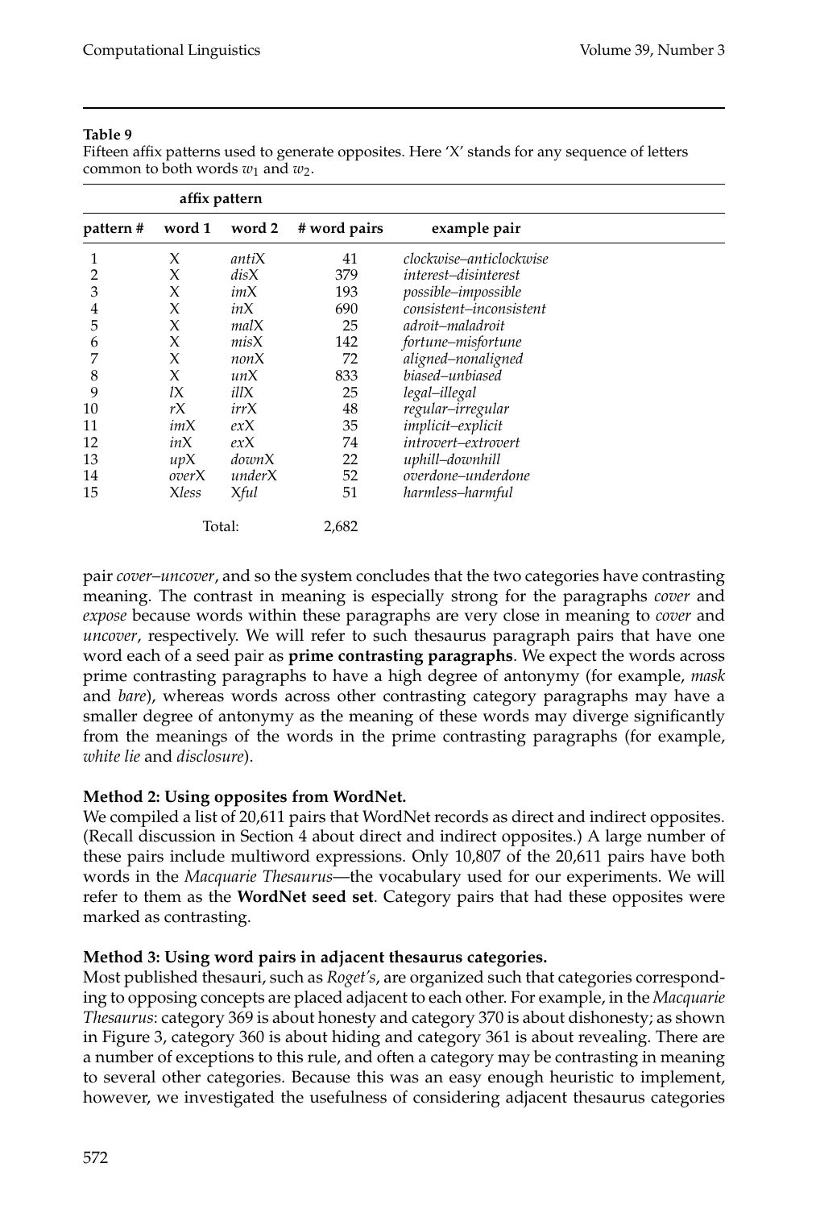**Table 9**

Fifteen affix patterns used to generate opposites. Here 'X' stands for any sequence of letters common to both words $w_1$ and $w_2$.

| | affix pattern | | | |
|---|---|---|---|---|
| **pattern #** | **word 1** | **word 2** | **# word pairs** | **example pair** |
| 1 | X | *anti*X | 41 | *clockwise–anticlockwise* |
| 2 | X | *dis*X | 379 | *interest–disinterest* |
| 3 | X | *im*X | 193 | *possible–impossible* |
| 4 | X | *in*X | 690 | *consistent–inconsistent* |
| 5 | X | *mal*X | 25 | *adroit–maladroit* |
| 6 | X | *mis*X | 142 | *fortune–misfortune* |
| 7 | X | *non*X | 72 | *aligned–nonaligned* |
| 8 | X | *un*X | 833 | *biased–unbiased* |
| 9 | *l*X | *ill*X | 25 | *legal–illegal* |
| 10 | *r*X | *irr*X | 48 | *regular–irregular* |
| 11 | *im*X | *ex*X | 35 | *implicit–explicit* |
| 12 | *in*X | *ex*X | 74 | *introvert–extrovert* |
| 13 | *up*X | *down*X | 22 | *uphill–downhill* |
| 14 | *over*X | *under*X | 52 | *overdone–underdone* |
| 15 | X*less* | X*ful* | 51 | *harmless–harmful* |
| | Total: | | 2,682 | |

pair *cover–uncover*, and so the system concludes that the two categories have contrasting meaning. The contrast in meaning is especially strong for the paragraphs *cover* and *expose* because words within these paragraphs are very close in meaning to *cover* and *uncover*, respectively. We will refer to such thesaurus paragraph pairs that have one word each of a seed pair as **prime contrasting paragraphs**. We expect the words across prime contrasting paragraphs to have a high degree of antonymy (for example, *mask* and *bare*), whereas words across other contrasting category paragraphs may have a smaller degree of antonymy as the meaning of these words may diverge significantly from the meanings of the words in the prime contrasting paragraphs (for example, *white lie* and *disclosure*).

**Method 2: Using opposites from WordNet.**
We compiled a list of 20,611 pairs that WordNet records as direct and indirect opposites. (Recall discussion in Section 4 about direct and indirect opposites.) A large number of these pairs include multiword expressions. Only 10,807 of the 20,611 pairs have both words in the *Macquarie Thesaurus*—the vocabulary used for our experiments. We will refer to them as the **WordNet seed set**. Category pairs that had these opposites were marked as contrasting.

**Method 3: Using word pairs in adjacent thesaurus categories.**
Most published thesauri, such as *Roget's*, are organized such that categories corresponding to opposing concepts are placed adjacent to each other. For example, in the *Macquarie Thesaurus*: category 369 is about honesty and category 370 is about dishonesty; as shown in Figure 3, category 360 is about hiding and category 361 is about revealing. There are a number of exceptions to this rule, and often a category may be contrasting in meaning to several other categories. Because this was an easy enough heuristic to implement, however, we investigated the usefulness of considering adjacent thesaurus categories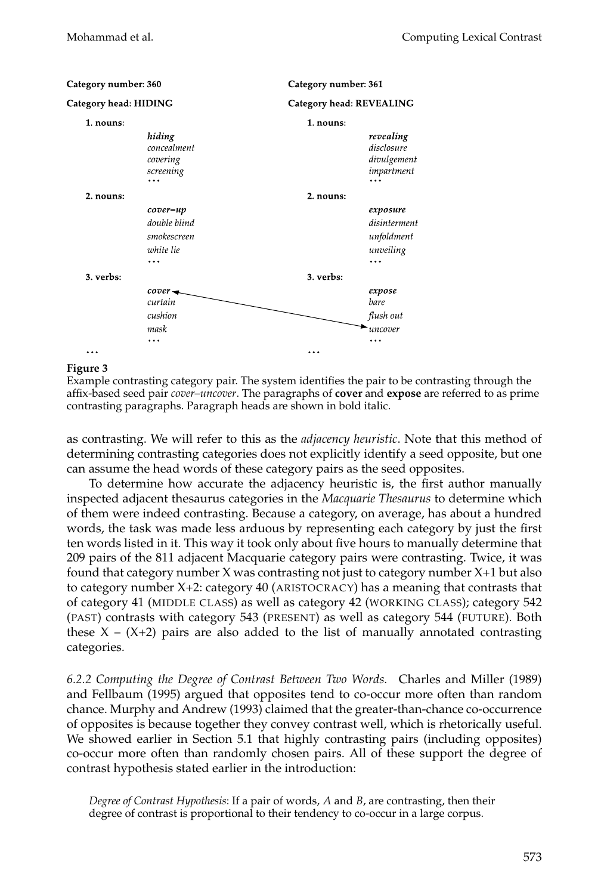| **Category number: 360** | | **Category number: 361** | |
|---|---|---|---|
| **Category head: HIDING** | | **Category head: REVEALING** | |
| **1. nouns:** | | **1. nouns:** | |
| | ***hiding*** | | ***revealing*** |
| | *concealment* | | *disclosure* |
| | *covering* | | *divulgement* |
| | *screening* | | *impartment* |
| | ... | | ... |
| **2. nouns:** | | **2. nouns:** | |
| | ***cover–up*** | | ***exposure*** |
| | *double blind* | | *disinterment* |
| | *smokescreen* | | *unfoldment* |
| | *white lie* | | *unveiling* |
| | ... | | ... |
| **3. verbs:** | | **3. verbs:** | |
| | ***cover*** ↔ | | ***expose*** |
| | *curtain* | | *bare* |
| | *cushion* | | *flush out* |
| | *mask* | | ↔ *uncover* |
| | ... | | ... |
| ... | | ... | |

**Figure 3**
Example contrasting category pair. The system identifies the pair to be contrasting through the affix-based seed pair *cover–uncover*. The paragraphs of **cover** and **expose** are referred to as prime contrasting paragraphs. Paragraph heads are shown in bold italic.

as contrasting. We will refer to this as the *adjacency heuristic*. Note that this method of determining contrasting categories does not explicitly identify a seed opposite, but one can assume the head words of these category pairs as the seed opposites.

To determine how accurate the adjacency heuristic is, the first author manually inspected adjacent thesaurus categories in the *Macquarie Thesaurus* to determine which of them were indeed contrasting. Because a category, on average, has about a hundred words, the task was made less arduous by representing each category by just the first ten words listed in it. This way it took only about five hours to manually determine that 209 pairs of the 811 adjacent Macquarie category pairs were contrasting. Twice, it was found that category number X was contrasting not just to category number X+1 but also to category number X+2: category 40 (ARISTOCRACY) has a meaning that contrasts that of category 41 (MIDDLE CLASS) as well as category 42 (WORKING CLASS); category 542 (PAST) contrasts with category 543 (PRESENT) as well as category 544 (FUTURE). Both these X – (X+2) pairs are also added to the list of manually annotated contrasting categories.

*6.2.2 Computing the Degree of Contrast Between Two Words.* Charles and Miller (1989) and Fellbaum (1995) argued that opposites tend to co-occur more often than random chance. Murphy and Andrew (1993) claimed that the greater-than-chance co-occurrence of opposites is because together they convey contrast well, which is rhetorically useful. We showed earlier in Section 5.1 that highly contrasting pairs (including opposites) co-occur more often than randomly chosen pairs. All of these support the degree of contrast hypothesis stated earlier in the introduction:

> *Degree of Contrast Hypothesis*: If a pair of words, *A* and *B*, are contrasting, then their degree of contrast is proportional to their tendency to co-occur in a large corpus.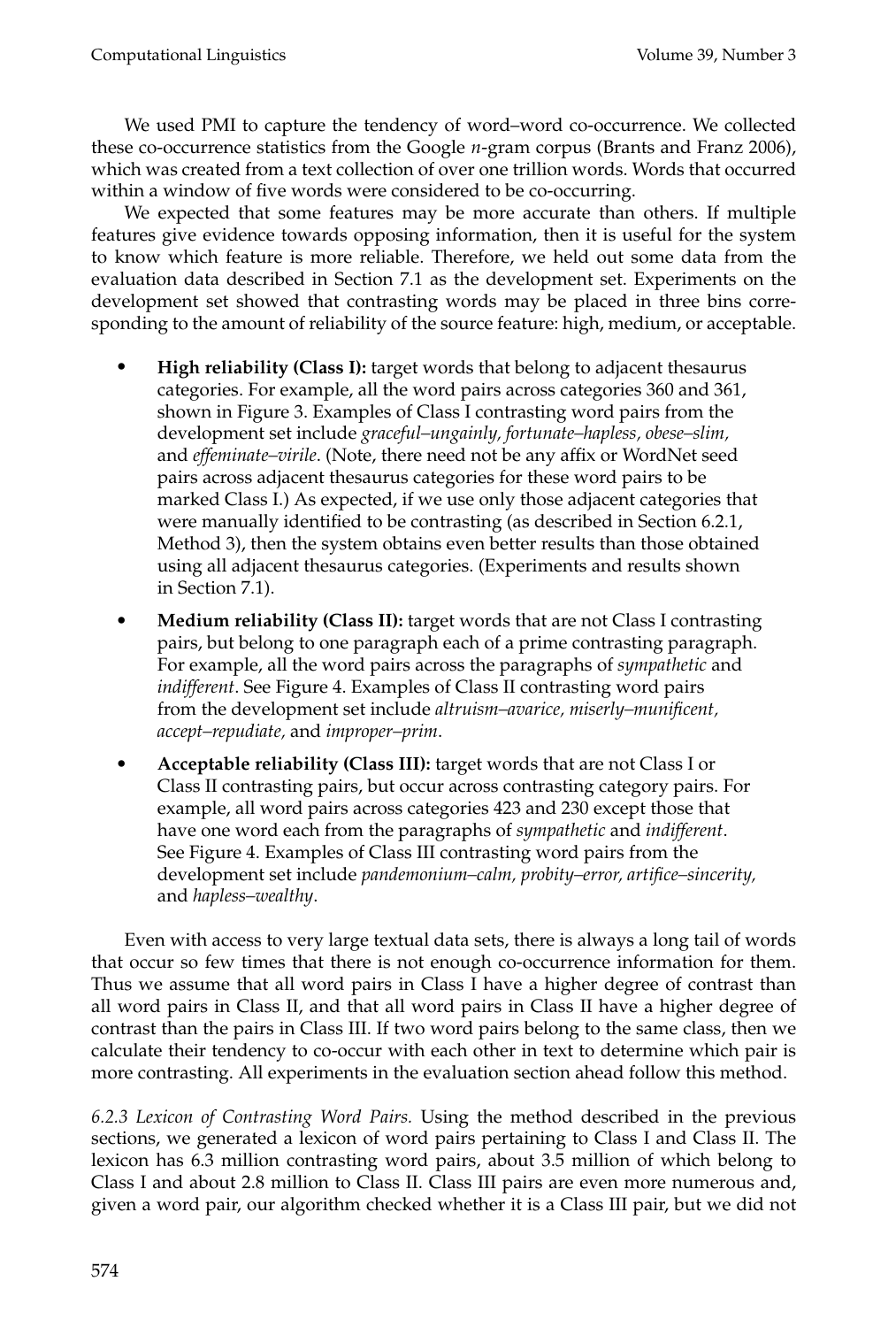We used PMI to capture the tendency of word–word co-occurrence. We collected these co-occurrence statistics from the Google *n*-gram corpus (Brants and Franz 2006), which was created from a text collection of over one trillion words. Words that occurred within a window of five words were considered to be co-occurring.

We expected that some features may be more accurate than others. If multiple features give evidence towards opposing information, then it is useful for the system to know which feature is more reliable. Therefore, we held out some data from the evaluation data described in Section 7.1 as the development set. Experiments on the development set showed that contrasting words may be placed in three bins corresponding to the amount of reliability of the source feature: high, medium, or acceptable.

- **High reliability (Class I):** target words that belong to adjacent thesaurus categories. For example, all the word pairs across categories 360 and 361, shown in Figure 3. Examples of Class I contrasting word pairs from the development set include *graceful–ungainly, fortunate–hapless, obese–slim,* and *effeminate–virile*. (Note, there need not be any affix or WordNet seed pairs across adjacent thesaurus categories for these word pairs to be marked Class I.) As expected, if we use only those adjacent categories that were manually identified to be contrasting (as described in Section 6.2.1, Method 3), then the system obtains even better results than those obtained using all adjacent thesaurus categories. (Experiments and results shown in Section 7.1).
- **Medium reliability (Class II):** target words that are not Class I contrasting pairs, but belong to one paragraph each of a prime contrasting paragraph. For example, all the word pairs across the paragraphs of *sympathetic* and *indifferent*. See Figure 4. Examples of Class II contrasting word pairs from the development set include *altruism–avarice, miserly–munificent, accept–repudiate,* and *improper–prim*.
- **Acceptable reliability (Class III):** target words that are not Class I or Class II contrasting pairs, but occur across contrasting category pairs. For example, all word pairs across categories 423 and 230 except those that have one word each from the paragraphs of *sympathetic* and *indifferent*. See Figure 4. Examples of Class III contrasting word pairs from the development set include *pandemonium–calm, probity–error, artifice–sincerity,* and *hapless–wealthy*.

Even with access to very large textual data sets, there is always a long tail of words that occur so few times that there is not enough co-occurrence information for them. Thus we assume that all word pairs in Class I have a higher degree of contrast than all word pairs in Class II, and that all word pairs in Class II have a higher degree of contrast than the pairs in Class III. If two word pairs belong to the same class, then we calculate their tendency to co-occur with each other in text to determine which pair is more contrasting. All experiments in the evaluation section ahead follow this method.

*6.2.3 Lexicon of Contrasting Word Pairs.* Using the method described in the previous sections, we generated a lexicon of word pairs pertaining to Class I and Class II. The lexicon has 6.3 million contrasting word pairs, about 3.5 million of which belong to Class I and about 2.8 million to Class II. Class III pairs are even more numerous and, given a word pair, our algorithm checked whether it is a Class III pair, but we did not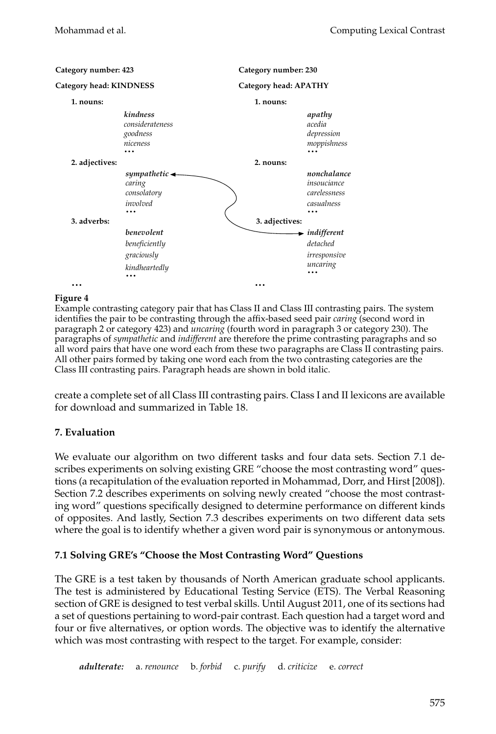**Category number: 423**

**Category head: KINDNESS**

**1. nouns:**

***kindness***
*considerateness*
*goodness*
*niceness*
...

**2. adjectives:**

***sympathetic***
*caring*
*consolatory*
*involved*
...

**3. adverbs:**

***benevolent***
*beneficiently*
*graciously*
*kindheartedly*
...

...

**Category number: 230**

**Category head: APATHY**

**1. nouns:**

***apathy***
*acedia*
*depression*
*moppishness*
...

**2. nouns:**

***nonchalance***
*insouciance*
*carelessness*
*casualness*
...

**3. adjectives:**

***indifferent***
*detached*
*irresponsive*
*uncaring*
...

...

**Figure 4**
Example contrasting category pair that has Class II and Class III contrasting pairs. The system identifies the pair to be contrasting through the affix-based seed pair *caring* (second word in paragraph 2 or category 423) and *uncaring* (fourth word in paragraph 3 or category 230). The paragraphs of *sympathetic* and *indifferent* are therefore the prime contrasting paragraphs and so all word pairs that have one word each from these two paragraphs are Class II contrasting pairs. All other pairs formed by taking one word each from the two contrasting categories are the Class III contrasting pairs. Paragraph heads are shown in bold italic.

create a complete set of all Class III contrasting pairs. Class I and II lexicons are available for download and summarized in Table 18.

## 7. Evaluation

We evaluate our algorithm on two different tasks and four data sets. Section 7.1 describes experiments on solving existing GRE "choose the most contrasting word" questions (a recapitulation of the evaluation reported in Mohammad, Dorr, and Hirst [2008]). Section 7.2 describes experiments on solving newly created "choose the most contrasting word" questions specifically designed to determine performance on different kinds of opposites. And lastly, Section 7.3 describes experiments on two different data sets where the goal is to identify whether a given word pair is synonymous or antonymous.

### 7.1 Solving GRE's "Choose the Most Contrasting Word" Questions

The GRE is a test taken by thousands of North American graduate school applicants. The test is administered by Educational Testing Service (ETS). The Verbal Reasoning section of GRE is designed to test verbal skills. Until August 2011, one of its sections had a set of questions pertaining to word-pair contrast. Each question had a target word and four or five alternatives, or option words. The objective was to identify the alternative which was most contrasting with respect to the target. For example, consider:

***adulterate:*** a. *renounce* b. *forbid* c. *purify* d. *criticize* e. *correct*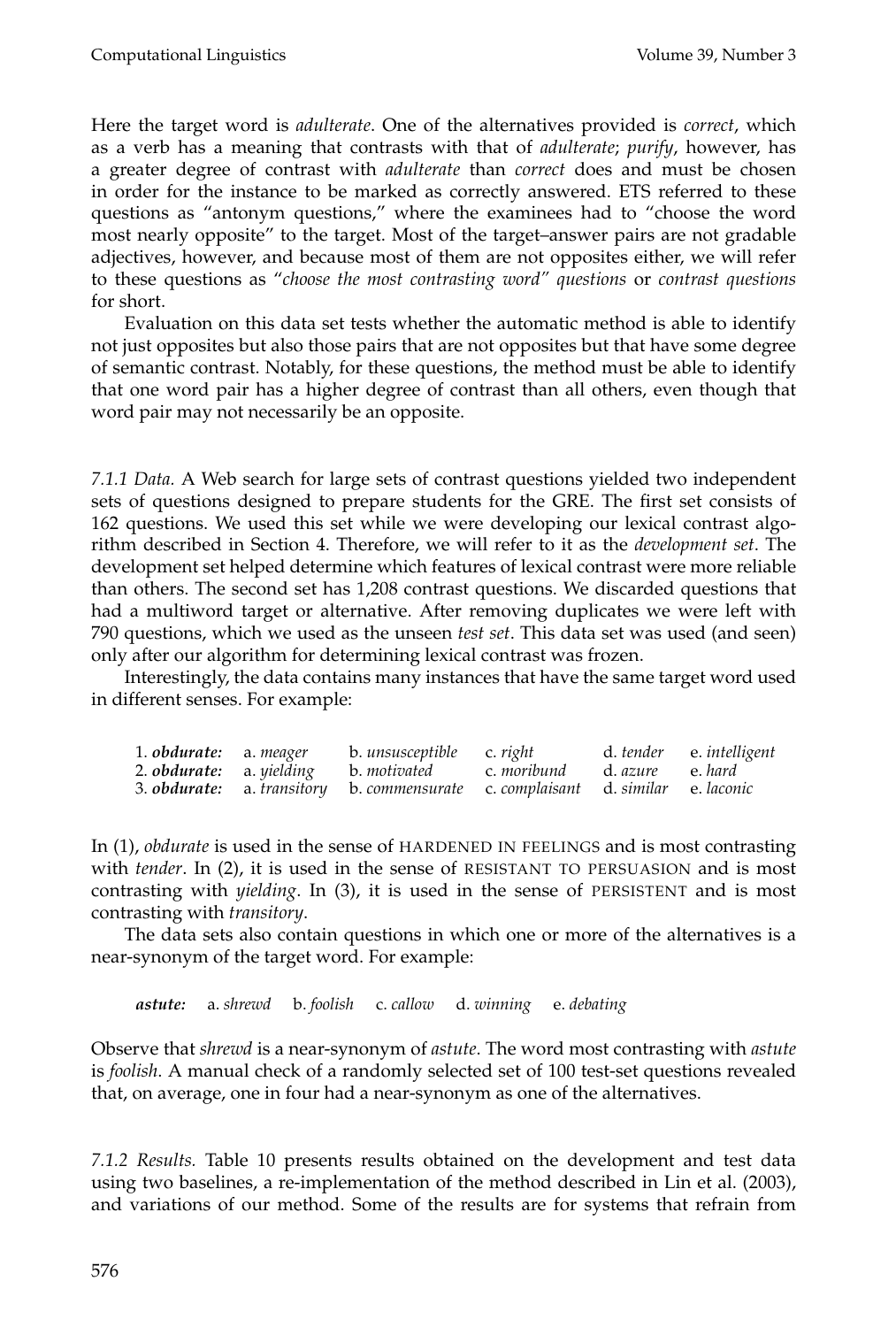Here the target word is *adulterate*. One of the alternatives provided is *correct*, which as a verb has a meaning that contrasts with that of *adulterate*; *purify*, however, has a greater degree of contrast with *adulterate* than *correct* does and must be chosen in order for the instance to be marked as correctly answered. ETS referred to these questions as "antonym questions," where the examinees had to "choose the word most nearly opposite" to the target. Most of the target–answer pairs are not gradable adjectives, however, and because most of them are not opposites either, we will refer to these questions as "*choose the most contrasting word" questions* or *contrast questions* for short.

Evaluation on this data set tests whether the automatic method is able to identify not just opposites but also those pairs that are not opposites but that have some degree of semantic contrast. Notably, for these questions, the method must be able to identify that one word pair has a higher degree of contrast than all others, even though that word pair may not necessarily be an opposite.

*7.1.1 Data.* A Web search for large sets of contrast questions yielded two independent sets of questions designed to prepare students for the GRE. The first set consists of 162 questions. We used this set while we were developing our lexical contrast algorithm described in Section 4. Therefore, we will refer to it as the *development set*. The development set helped determine which features of lexical contrast were more reliable than others. The second set has 1,208 contrast questions. We discarded questions that had a multiword target or alternative. After removing duplicates we were left with 790 questions, which we used as the unseen *test set*. This data set was used (and seen) only after our algorithm for determining lexical contrast was frozen.

Interestingly, the data contains many instances that have the same target word used in different senses. For example:

| | | | | | |
|---|---|---|---|---|---|
| 1. ***obdurate:*** | a. *meager* | b. *unsusceptible* | c. *right* | d. *tender* | e. *intelligent* |
| 2. ***obdurate:*** | a. *yielding* | b. *motivated* | c. *moribund* | d. *azure* | e. *hard* |
| 3. ***obdurate:*** | a. *transitory* | b. *commensurate* | c. *complaisant* | d. *similar* | e. *laconic* |

In (1), *obdurate* is used in the sense of HARDENED IN FEELINGS and is most contrasting with *tender*. In (2), it is used in the sense of RESISTANT TO PERSUASION and is most contrasting with *yielding*. In (3), it is used in the sense of PERSISTENT and is most contrasting with *transitory*.

The data sets also contain questions in which one or more of the alternatives is a near-synonym of the target word. For example:

***astute:*** a. *shrewd* b. *foolish* c. *callow* d. *winning* e. *debating*

Observe that *shrewd* is a near-synonym of *astute*. The word most contrasting with *astute* is *foolish*. A manual check of a randomly selected set of 100 test-set questions revealed that, on average, one in four had a near-synonym as one of the alternatives.

*7.1.2 Results.* Table 10 presents results obtained on the development and test data using two baselines, a re-implementation of the method described in Lin et al. (2003), and variations of our method. Some of the results are for systems that refrain from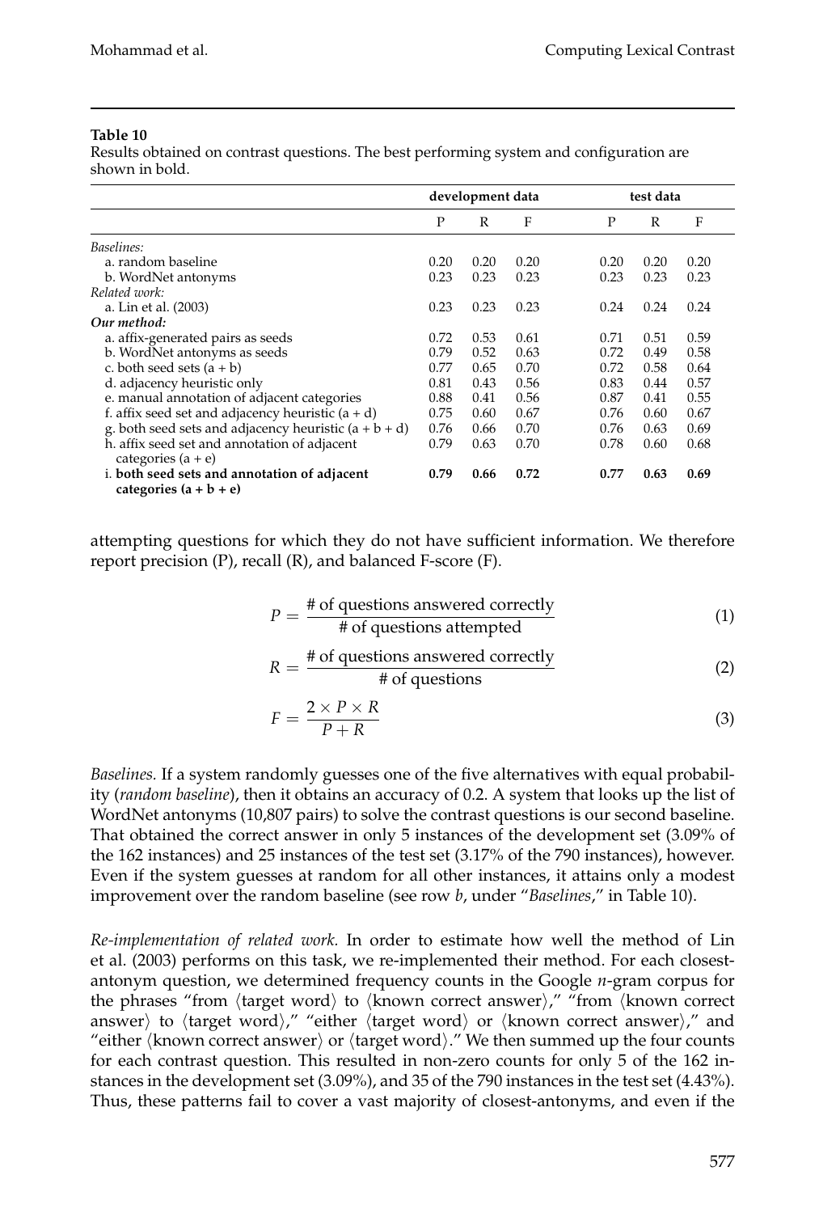**Table 10**
Results obtained on contrast questions. The best performing system and configuration are shown in bold.

| | development data | | | test data | | |
|---|---|---|---|---|---|---|
| | P | R | F | P | R | F |
| *Baselines:* | | | | | | |
| a. random baseline | 0.20 | 0.20 | 0.20 | 0.20 | 0.20 | 0.20 |
| b. WordNet antonyms | 0.23 | 0.23 | 0.23 | 0.23 | 0.23 | 0.23 |
| *Related work:* | | | | | | |
| a. Lin et al. (2003) | 0.23 | 0.23 | 0.23 | 0.24 | 0.24 | 0.24 |
| ***Our method:*** | | | | | | |
| a. affix-generated pairs as seeds | 0.72 | 0.53 | 0.61 | 0.71 | 0.51 | 0.59 |
| b. WordNet antonyms as seeds | 0.79 | 0.52 | 0.63 | 0.72 | 0.49 | 0.58 |
| c. both seed sets (a + b) | 0.77 | 0.65 | 0.70 | 0.72 | 0.58 | 0.64 |
| d. adjacency heuristic only | 0.81 | 0.43 | 0.56 | 0.83 | 0.44 | 0.57 |
| e. manual annotation of adjacent categories | 0.88 | 0.41 | 0.56 | 0.87 | 0.41 | 0.55 |
| f. affix seed set and adjacency heuristic (a + d) | 0.75 | 0.60 | 0.67 | 0.76 | 0.60 | 0.67 |
| g. both seed sets and adjacency heuristic (a + b + d) | 0.76 | 0.66 | 0.70 | 0.76 | 0.63 | 0.69 |
| h. affix seed set and annotation of adjacent categories (a + e) | 0.79 | 0.63 | 0.70 | 0.78 | 0.60 | 0.68 |
| **i. both seed sets and annotation of adjacent categories (a + b + e)** | **0.79** | **0.66** | **0.72** | **0.77** | **0.63** | **0.69** |

attempting questions for which they do not have sufficient information. We therefore report precision (P), recall (R), and balanced F-score (F).

$$P = \frac{\text{\# of questions answered correctly}}{\text{\# of questions attempted}} \tag{1}$$

$$R = \frac{\text{\# of questions answered correctly}}{\text{\# of questions}} \tag{2}$$

$$F = \frac{2 \times P \times R}{P + R} \tag{3}$$

*Baselines.* If a system randomly guesses one of the five alternatives with equal probability (*random baseline*), then it obtains an accuracy of 0.2. A system that looks up the list of WordNet antonyms (10,807 pairs) to solve the contrast questions is our second baseline. That obtained the correct answer in only 5 instances of the development set (3.09% of the 162 instances) and 25 instances of the test set (3.17% of the 790 instances), however. Even if the system guesses at random for all other instances, it attains only a modest improvement over the random baseline (see row *b*, under "*Baselines*," in Table 10).

*Re-implementation of related work.* In order to estimate how well the method of Lin et al. (2003) performs on this task, we re-implemented their method. For each closest-antonym question, we determined frequency counts in the Google *n*-gram corpus for the phrases "from ⟨target word⟩ to ⟨known correct answer⟩," "from ⟨known correct answer⟩ to ⟨target word⟩," "either ⟨target word⟩ or ⟨known correct answer⟩," and "either ⟨known correct answer⟩ or ⟨target word⟩." We then summed up the four counts for each contrast question. This resulted in non-zero counts for only 5 of the 162 instances in the development set (3.09%), and 35 of the 790 instances in the test set (4.43%). Thus, these patterns fail to cover a vast majority of closest-antonyms, and even if the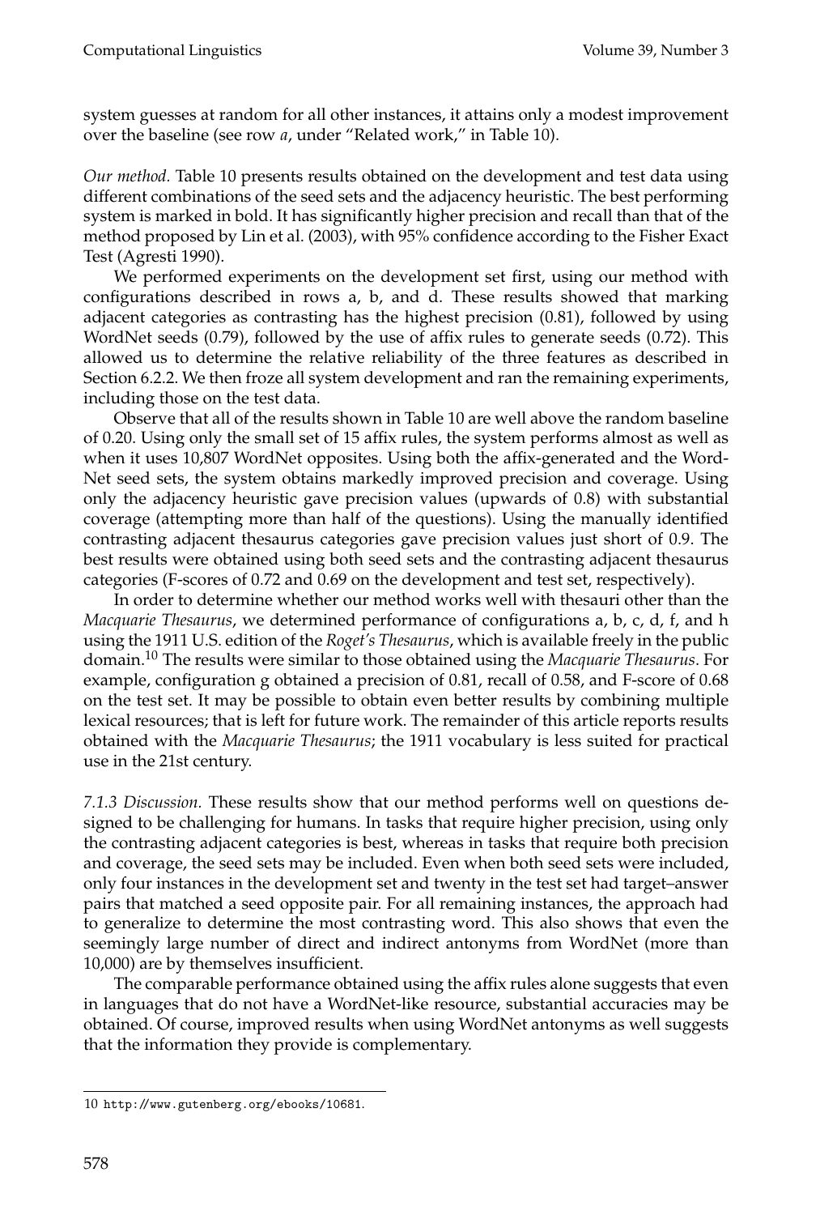system guesses at random for all other instances, it attains only a modest improvement over the baseline (see row *a*, under "Related work," in Table 10).

*Our method.* Table 10 presents results obtained on the development and test data using different combinations of the seed sets and the adjacency heuristic. The best performing system is marked in bold. It has significantly higher precision and recall than that of the method proposed by Lin et al. (2003), with 95% confidence according to the Fisher Exact Test (Agresti 1990).

We performed experiments on the development set first, using our method with configurations described in rows a, b, and d. These results showed that marking adjacent categories as contrasting has the highest precision (0.81), followed by using WordNet seeds (0.79), followed by the use of affix rules to generate seeds (0.72). This allowed us to determine the relative reliability of the three features as described in Section 6.2.2. We then froze all system development and ran the remaining experiments, including those on the test data.

Observe that all of the results shown in Table 10 are well above the random baseline of 0.20. Using only the small set of 15 affix rules, the system performs almost as well as when it uses 10,807 WordNet opposites. Using both the affix-generated and the WordNet seed sets, the system obtains markedly improved precision and coverage. Using only the adjacency heuristic gave precision values (upwards of 0.8) with substantial coverage (attempting more than half of the questions). Using the manually identified contrasting adjacent thesaurus categories gave precision values just short of 0.9. The best results were obtained using both seed sets and the contrasting adjacent thesaurus categories (F-scores of 0.72 and 0.69 on the development and test set, respectively).

In order to determine whether our method works well with thesauri other than the *Macquarie Thesaurus*, we determined performance of configurations a, b, c, d, f, and h using the 1911 U.S. edition of the *Roget's Thesaurus*, which is available freely in the public domain.[10] The results were similar to those obtained using the *Macquarie Thesaurus*. For example, configuration g obtained a precision of 0.81, recall of 0.58, and F-score of 0.68 on the test set. It may be possible to obtain even better results by combining multiple lexical resources; that is left for future work. The remainder of this article reports results obtained with the *Macquarie Thesaurus*; the 1911 vocabulary is less suited for practical use in the 21st century.

*7.1.3 Discussion.* These results show that our method performs well on questions designed to be challenging for humans. In tasks that require higher precision, using only the contrasting adjacent categories is best, whereas in tasks that require both precision and coverage, the seed sets may be included. Even when both seed sets were included, only four instances in the development set and twenty in the test set had target–answer pairs that matched a seed opposite pair. For all remaining instances, the approach had to generalize to determine the most contrasting word. This also shows that even the seemingly large number of direct and indirect antonyms from WordNet (more than 10,000) are by themselves insufficient.

The comparable performance obtained using the affix rules alone suggests that even in languages that do not have a WordNet-like resource, substantial accuracies may be obtained. Of course, improved results when using WordNet antonyms as well suggests that the information they provide is complementary.

---

10 http://www.gutenberg.org/ebooks/10681.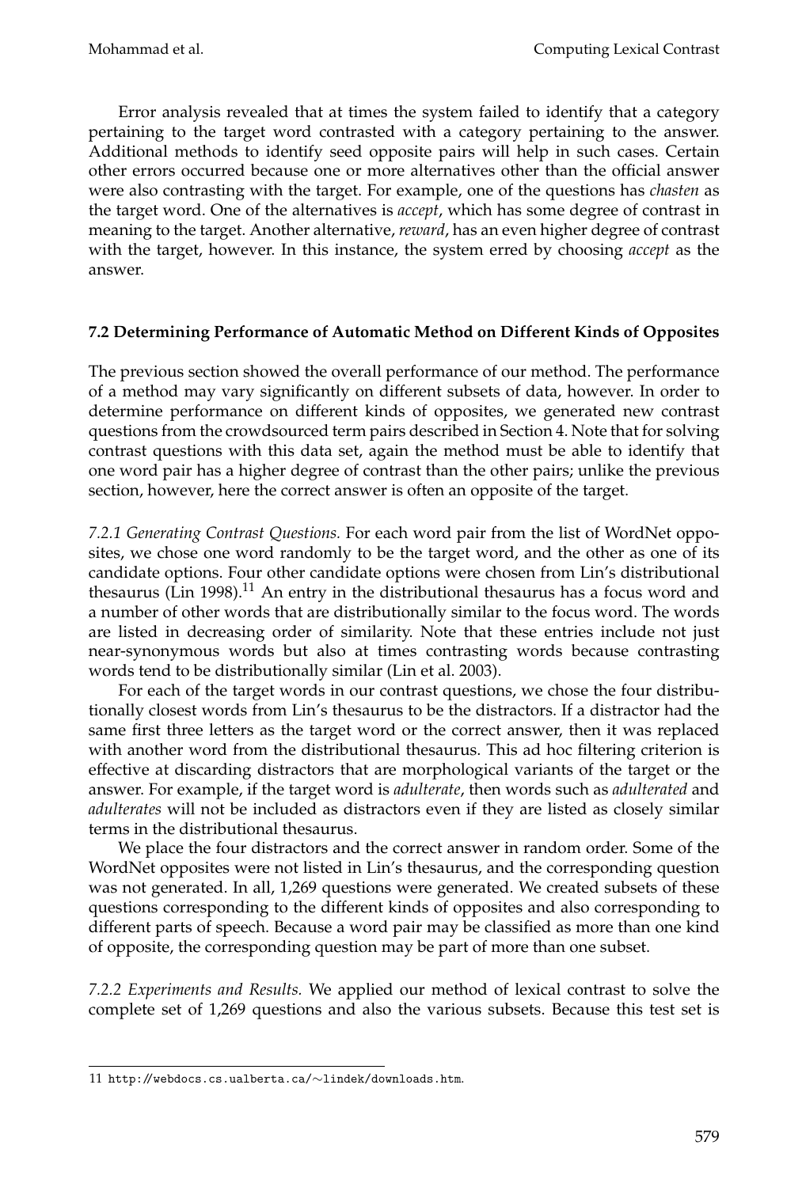Error analysis revealed that at times the system failed to identify that a category pertaining to the target word contrasted with a category pertaining to the answer. Additional methods to identify seed opposite pairs will help in such cases. Certain other errors occurred because one or more alternatives other than the official answer were also contrasting with the target. For example, one of the questions has *chasten* as the target word. One of the alternatives is *accept*, which has some degree of contrast in meaning to the target. Another alternative, *reward*, has an even higher degree of contrast with the target, however. In this instance, the system erred by choosing *accept* as the answer.

### 7.2 Determining Performance of Automatic Method on Different Kinds of Opposites

The previous section showed the overall performance of our method. The performance of a method may vary significantly on different subsets of data, however. In order to determine performance on different kinds of opposites, we generated new contrast questions from the crowdsourced term pairs described in Section 4. Note that for solving contrast questions with this data set, again the method must be able to identify that one word pair has a higher degree of contrast than the other pairs; unlike the previous section, however, here the correct answer is often an opposite of the target.

*7.2.1 Generating Contrast Questions.* For each word pair from the list of WordNet opposites, we chose one word randomly to be the target word, and the other as one of its candidate options. Four other candidate options were chosen from Lin's distributional thesaurus (Lin 1998).[11] An entry in the distributional thesaurus has a focus word and a number of other words that are distributionally similar to the focus word. The words are listed in decreasing order of similarity. Note that these entries include not just near-synonymous words but also at times contrasting words because contrasting words tend to be distributionally similar (Lin et al. 2003).

For each of the target words in our contrast questions, we chose the four distributionally closest words from Lin's thesaurus to be the distractors. If a distractor had the same first three letters as the target word or the correct answer, then it was replaced with another word from the distributional thesaurus. This ad hoc filtering criterion is effective at discarding distractors that are morphological variants of the target or the answer. For example, if the target word is *adulterate*, then words such as *adulterated* and *adulterates* will not be included as distractors even if they are listed as closely similar terms in the distributional thesaurus.

We place the four distractors and the correct answer in random order. Some of the WordNet opposites were not listed in Lin's thesaurus, and the corresponding question was not generated. In all, 1,269 questions were generated. We created subsets of these questions corresponding to the different kinds of opposites and also corresponding to different parts of speech. Because a word pair may be classified as more than one kind of opposite, the corresponding question may be part of more than one subset.

*7.2.2 Experiments and Results.* We applied our method of lexical contrast to solve the complete set of 1,269 questions and also the various subsets. Because this test set is

---

11 http://webdocs.cs.ualberta.ca/∼lindek/downloads.htm.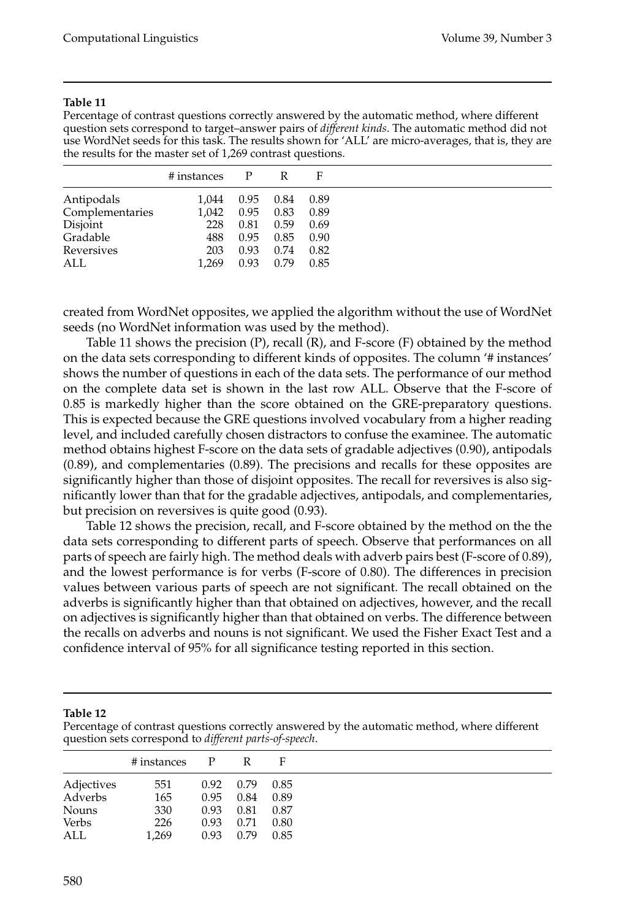**Table 11**

Percentage of contrast questions correctly answered by the automatic method, where different question sets correspond to target–answer pairs of *different kinds*. The automatic method did not use WordNet seeds for this task. The results shown for 'ALL' are micro-averages, that is, they are the results for the master set of 1,269 contrast questions.

| | # instances | P | R | F |
|---|---|---|---|---|
| Antipodals | 1,044 | 0.95 | 0.84 | 0.89 |
| Complementaries | 1,042 | 0.95 | 0.83 | 0.89 |
| Disjoint | 228 | 0.81 | 0.59 | 0.69 |
| Gradable | 488 | 0.95 | 0.85 | 0.90 |
| Reversives | 203 | 0.93 | 0.74 | 0.82 |
| ALL | 1,269 | 0.93 | 0.79 | 0.85 |

created from WordNet opposites, we applied the algorithm without the use of WordNet seeds (no WordNet information was used by the method).

Table 11 shows the precision (P), recall (R), and F-score (F) obtained by the method on the data sets corresponding to different kinds of opposites. The column '# instances' shows the number of questions in each of the data sets. The performance of our method on the complete data set is shown in the last row ALL. Observe that the F-score of 0.85 is markedly higher than the score obtained on the GRE-preparatory questions. This is expected because the GRE questions involved vocabulary from a higher reading level, and included carefully chosen distractors to confuse the examinee. The automatic method obtains highest F-score on the data sets of gradable adjectives (0.90), antipodals (0.89), and complementaries (0.89). The precisions and recalls for these opposites are significantly higher than those of disjoint opposites. The recall for reversives is also significantly lower than that for the gradable adjectives, antipodals, and complementaries, but precision on reversives is quite good (0.93).

Table 12 shows the precision, recall, and F-score obtained by the method on the the data sets corresponding to different parts of speech. Observe that performances on all parts of speech are fairly high. The method deals with adverb pairs best (F-score of 0.89), and the lowest performance is for verbs (F-score of 0.80). The differences in precision values between various parts of speech are not significant. The recall obtained on the adverbs is significantly higher than that obtained on adjectives, however, and the recall on adjectives is significantly higher than that obtained on verbs. The difference between the recalls on adverbs and nouns is not significant. We used the Fisher Exact Test and a confidence interval of 95% for all significance testing reported in this section.

**Table 12**

Percentage of contrast questions correctly answered by the automatic method, where different question sets correspond to *different parts-of-speech*.

| | # instances | P | R | F |
|---|---|---|---|---|
| Adjectives | 551 | 0.92 | 0.79 | 0.85 |
| Adverbs | 165 | 0.95 | 0.84 | 0.89 |
| Nouns | 330 | 0.93 | 0.81 | 0.87 |
| Verbs | 226 | 0.93 | 0.71 | 0.80 |
| ALL | 1,269 | 0.93 | 0.79 | 0.85 |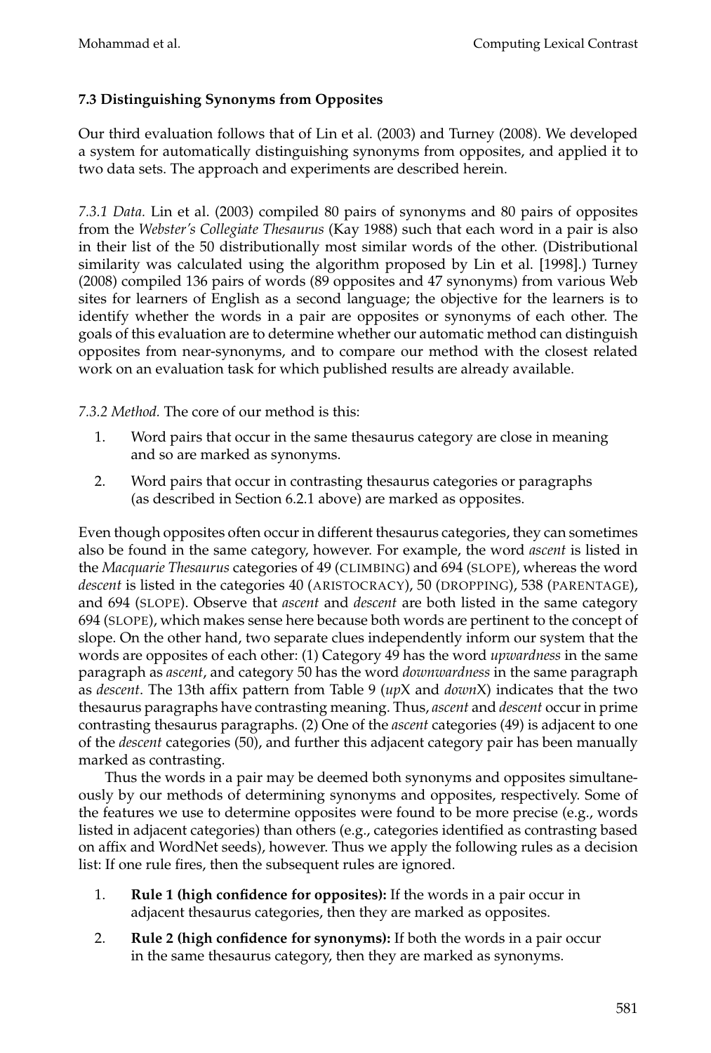### 7.3 Distinguishing Synonyms from Opposites

Our third evaluation follows that of Lin et al. (2003) and Turney (2008). We developed a system for automatically distinguishing synonyms from opposites, and applied it to two data sets. The approach and experiments are described herein.

*7.3.1 Data.* Lin et al. (2003) compiled 80 pairs of synonyms and 80 pairs of opposites from the *Webster's Collegiate Thesaurus* (Kay 1988) such that each word in a pair is also in their list of the 50 distributionally most similar words of the other. (Distributional similarity was calculated using the algorithm proposed by Lin et al. [1998].) Turney (2008) compiled 136 pairs of words (89 opposites and 47 synonyms) from various Web sites for learners of English as a second language; the objective for the learners is to identify whether the words in a pair are opposites or synonyms of each other. The goals of this evaluation are to determine whether our automatic method can distinguish opposites from near-synonyms, and to compare our method with the closest related work on an evaluation task for which published results are already available.

*7.3.2 Method.* The core of our method is this:

1. Word pairs that occur in the same thesaurus category are close in meaning and so are marked as synonyms.
2. Word pairs that occur in contrasting thesaurus categories or paragraphs (as described in Section 6.2.1 above) are marked as opposites.

Even though opposites often occur in different thesaurus categories, they can sometimes also be found in the same category, however. For example, the word *ascent* is listed in the *Macquarie Thesaurus* categories of 49 (CLIMBING) and 694 (SLOPE), whereas the word *descent* is listed in the categories 40 (ARISTOCRACY), 50 (DROPPING), 538 (PARENTAGE), and 694 (SLOPE). Observe that *ascent* and *descent* are both listed in the same category 694 (SLOPE), which makes sense here because both words are pertinent to the concept of slope. On the other hand, two separate clues independently inform our system that the words are opposites of each other: (1) Category 49 has the word *upwardness* in the same paragraph as *ascent*, and category 50 has the word *downwardness* in the same paragraph as *descent*. The 13th affix pattern from Table 9 (*up*X and *down*X) indicates that the two thesaurus paragraphs have contrasting meaning. Thus, *ascent* and *descent* occur in prime contrasting thesaurus paragraphs. (2) One of the *ascent* categories (49) is adjacent to one of the *descent* categories (50), and further this adjacent category pair has been manually marked as contrasting.

Thus the words in a pair may be deemed both synonyms and opposites simultaneously by our methods of determining synonyms and opposites, respectively. Some of the features we use to determine opposites were found to be more precise (e.g., words listed in adjacent categories) than others (e.g., categories identified as contrasting based on affix and WordNet seeds), however. Thus we apply the following rules as a decision list: If one rule fires, then the subsequent rules are ignored.

1. **Rule 1 (high confidence for opposites):** If the words in a pair occur in adjacent thesaurus categories, then they are marked as opposites.
2. **Rule 2 (high confidence for synonyms):** If both the words in a pair occur in the same thesaurus category, then they are marked as synonyms.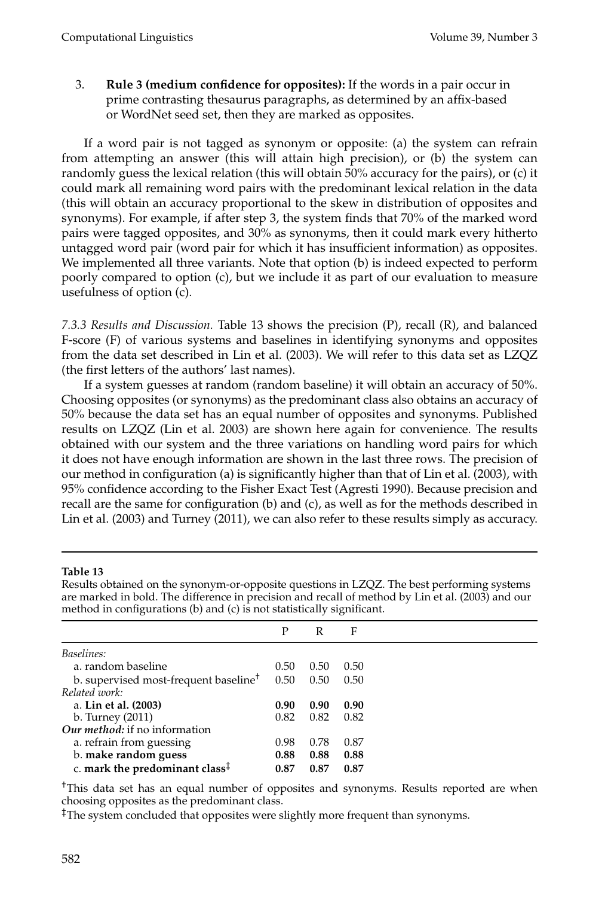3. **Rule 3 (medium confidence for opposites):** If the words in a pair occur in prime contrasting thesaurus paragraphs, as determined by an affix-based or WordNet seed set, then they are marked as opposites.

If a word pair is not tagged as synonym or opposite: (a) the system can refrain from attempting an answer (this will attain high precision), or (b) the system can randomly guess the lexical relation (this will obtain 50% accuracy for the pairs), or (c) it could mark all remaining word pairs with the predominant lexical relation in the data (this will obtain an accuracy proportional to the skew in distribution of opposites and synonyms). For example, if after step 3, the system finds that 70% of the marked word pairs were tagged opposites, and 30% as synonyms, then it could mark every hitherto untagged word pair (word pair for which it has insufficient information) as opposites. We implemented all three variants. Note that option (b) is indeed expected to perform poorly compared to option (c), but we include it as part of our evaluation to measure usefulness of option (c).

*7.3.3 Results and Discussion.* Table 13 shows the precision (P), recall (R), and balanced F-score (F) of various systems and baselines in identifying synonyms and opposites from the data set described in Lin et al. (2003). We will refer to this data set as LZQZ (the first letters of the authors' last names).

If a system guesses at random (random baseline) it will obtain an accuracy of 50%. Choosing opposites (or synonyms) as the predominant class also obtains an accuracy of 50% because the data set has an equal number of opposites and synonyms. Published results on LZQZ (Lin et al. 2003) are shown here again for convenience. The results obtained with our system and the three variations on handling word pairs for which it does not have enough information are shown in the last three rows. The precision of our method in configuration (a) is significantly higher than that of Lin et al. (2003), with 95% confidence according to the Fisher Exact Test (Agresti 1990). Because precision and recall are the same for configuration (b) and (c), as well as for the methods described in Lin et al. (2003) and Turney (2011), we can also refer to these results simply as accuracy.

**Table 13**
Results obtained on the synonym-or-opposite questions in LZQZ. The best performing systems are marked in bold. The difference in precision and recall of method by Lin et al. (2003) and our method in configurations (b) and (c) is not statistically significant.

| | P | R | F |
|---|---|---|---|
| *Baselines:* | | | |
| a. random baseline | 0.50 | 0.50 | 0.50 |
| b. supervised most-frequent baseline† | 0.50 | 0.50 | 0.50 |
| *Related work:* | | | |
| a. **Lin et al. (2003)** | **0.90** | **0.90** | **0.90** |
| b. Turney (2011) | 0.82 | 0.82 | 0.82 |
| ***Our method:*** *if no information* | | | |
| a. refrain from guessing | 0.98 | 0.78 | 0.87 |
| b. **make random guess** | **0.88** | **0.88** | **0.88** |
| c. **mark the predominant class‡** | **0.87** | **0.87** | **0.87** |

†This data set has an equal number of opposites and synonyms. Results reported are when choosing opposites as the predominant class.

‡The system concluded that opposites were slightly more frequent than synonyms.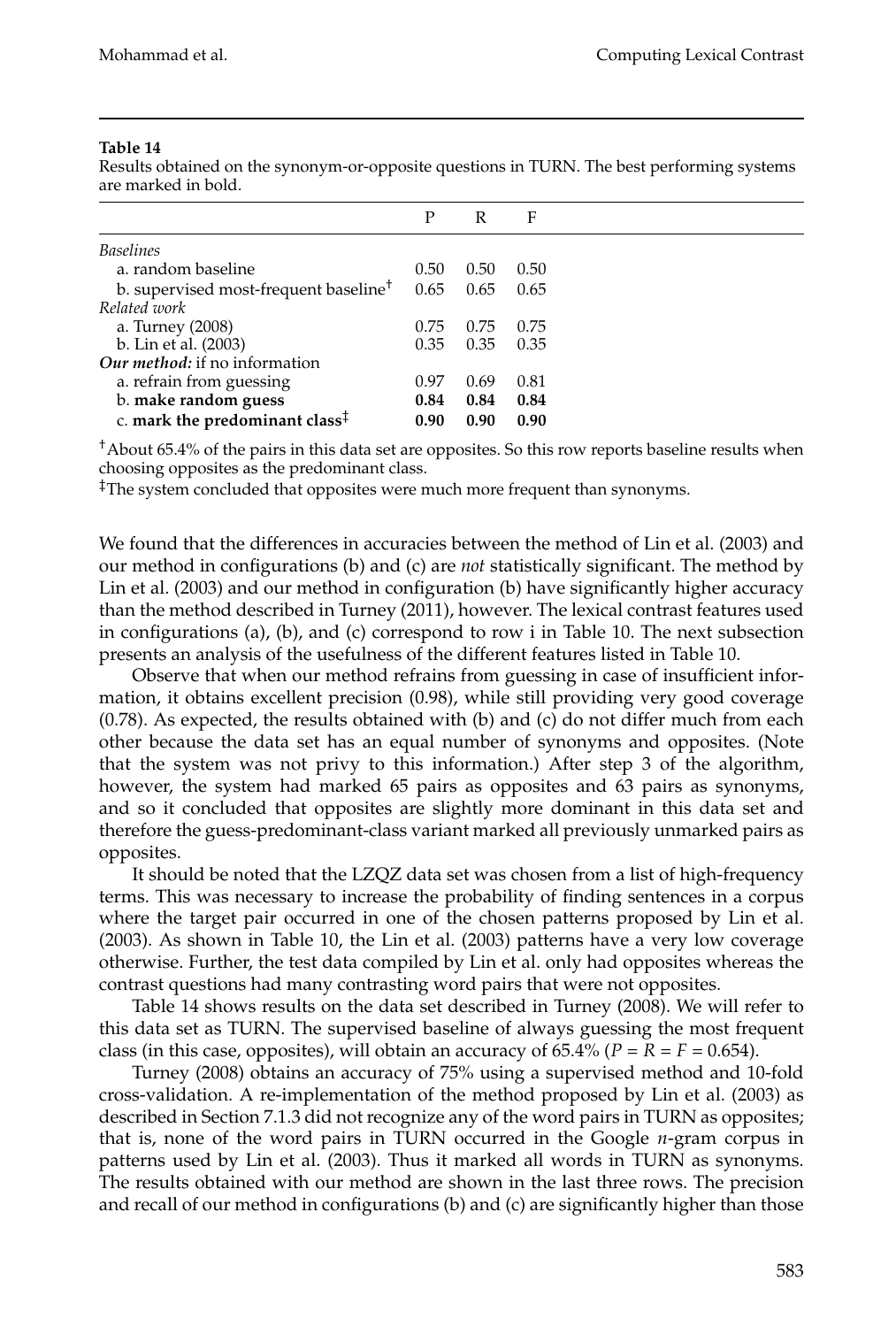**Table 14**
Results obtained on the synonym-or-opposite questions in TURN. The best performing systems are marked in bold.

| | P | R | F |
|---|---|---|---|
| *Baselines* | | | |
| a. random baseline | 0.50 | 0.50 | 0.50 |
| b. supervised most-frequent baseline[†] | 0.65 | 0.65 | 0.65 |
| *Related work* | | | |
| a. Turney (2008) | 0.75 | 0.75 | 0.75 |
| b. Lin et al. (2003) | 0.35 | 0.35 | 0.35 |
| ***Our method:*** if no information | | | |
| a. refrain from guessing | 0.97 | 0.69 | 0.81 |
| b. **make random guess** | **0.84** | **0.84** | **0.84** |
| c. **mark the predominant class**[‡] | **0.90** | **0.90** | **0.90** |

[†] About 65.4% of the pairs in this data set are opposites. So this row reports baseline results when choosing opposites as the predominant class.

[‡] The system concluded that opposites were much more frequent than synonyms.

We found that the differences in accuracies between the method of Lin et al. (2003) and our method in configurations (b) and (c) are *not* statistically significant. The method by Lin et al. (2003) and our method in configuration (b) have significantly higher accuracy than the method described in Turney (2011), however. The lexical contrast features used in configurations (a), (b), and (c) correspond to row i in Table 10. The next subsection presents an analysis of the usefulness of the different features listed in Table 10.

Observe that when our method refrains from guessing in case of insufficient information, it obtains excellent precision (0.98), while still providing very good coverage (0.78). As expected, the results obtained with (b) and (c) do not differ much from each other because the data set has an equal number of synonyms and opposites. (Note that the system was not privy to this information.) After step 3 of the algorithm, however, the system had marked 65 pairs as opposites and 63 pairs as synonyms, and so it concluded that opposites are slightly more dominant in this data set and therefore the guess-predominant-class variant marked all previously unmarked pairs as opposites.

It should be noted that the LZQZ data set was chosen from a list of high-frequency terms. This was necessary to increase the probability of finding sentences in a corpus where the target pair occurred in one of the chosen patterns proposed by Lin et al. (2003). As shown in Table 10, the Lin et al. (2003) patterns have a very low coverage otherwise. Further, the test data compiled by Lin et al. only had opposites whereas the contrast questions had many contrasting word pairs that were not opposites.

Table 14 shows results on the data set described in Turney (2008). We will refer to this data set as TURN. The supervised baseline of always guessing the most frequent class (in this case, opposites), will obtain an accuracy of 65.4% ($P = R = F = 0.654$).

Turney (2008) obtains an accuracy of 75% using a supervised method and 10-fold cross-validation. A re-implementation of the method proposed by Lin et al. (2003) as described in Section 7.1.3 did not recognize any of the word pairs in TURN as opposites; that is, none of the word pairs in TURN occurred in the Google $n$-gram corpus in patterns used by Lin et al. (2003). Thus it marked all words in TURN as synonyms. The results obtained with our method are shown in the last three rows. The precision and recall of our method in configurations (b) and (c) are significantly higher than those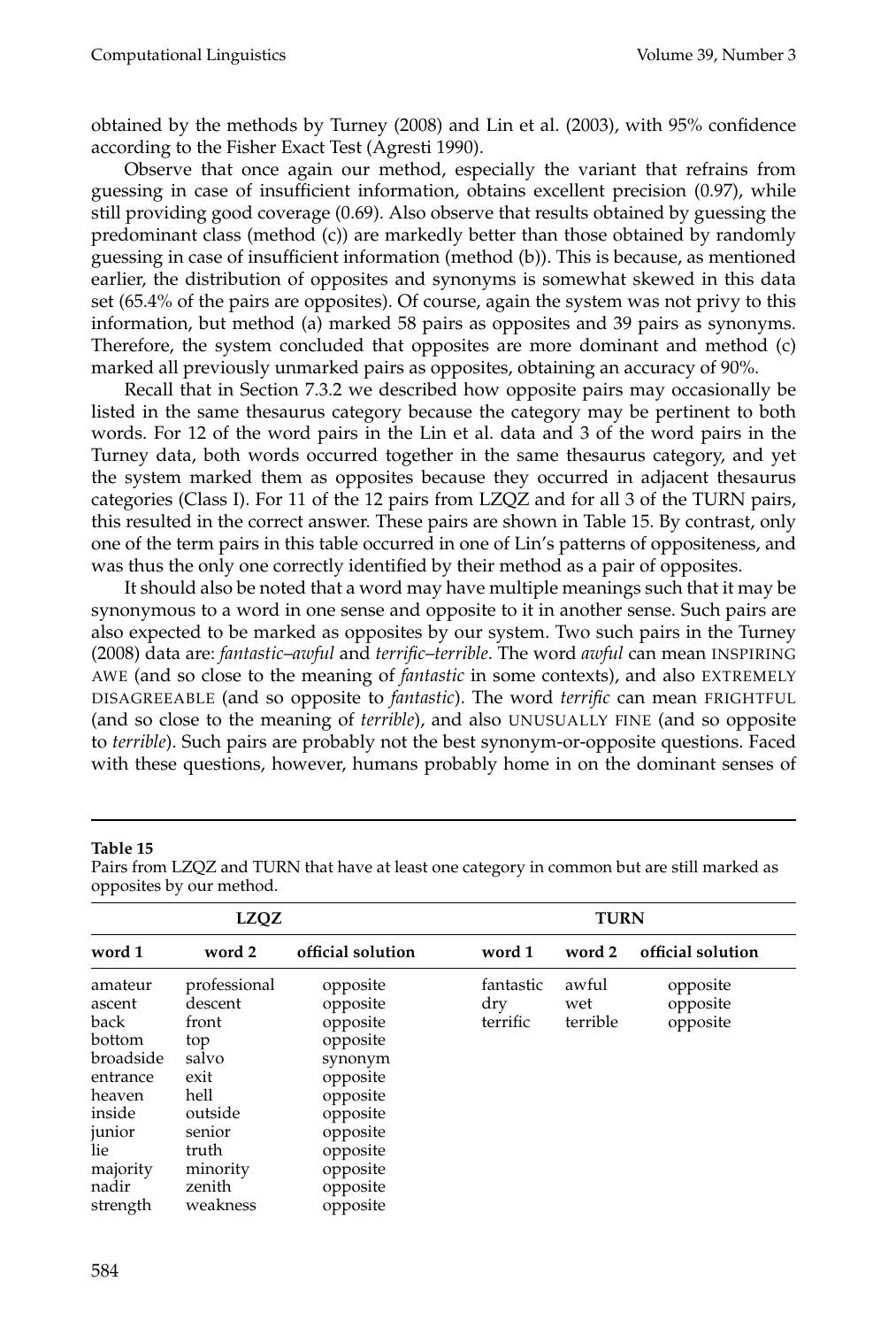obtained by the methods by Turney (2008) and Lin et al. (2003), with 95% confidence according to the Fisher Exact Test (Agresti 1990).

Observe that once again our method, especially the variant that refrains from guessing in case of insufficient information, obtains excellent precision (0.97), while still providing good coverage (0.69). Also observe that results obtained by guessing the predominant class (method (c)) are markedly better than those obtained by randomly guessing in case of insufficient information (method (b)). This is because, as mentioned earlier, the distribution of opposites and synonyms is somewhat skewed in this data set (65.4% of the pairs are opposites). Of course, again the system was not privy to this information, but method (a) marked 58 pairs as opposites and 39 pairs as synonyms. Therefore, the system concluded that opposites are more dominant and method (c) marked all previously unmarked pairs as opposites, obtaining an accuracy of 90%.

Recall that in Section 7.3.2 we described how opposite pairs may occasionally be listed in the same thesaurus category because the category may be pertinent to both words. For 12 of the word pairs in the Lin et al. data and 3 of the word pairs in the Turney data, both words occurred together in the same thesaurus category, and yet the system marked them as opposites because they occurred in adjacent thesaurus categories (Class I). For 11 of the 12 pairs from LZQZ and for all 3 of the TURN pairs, this resulted in the correct answer. These pairs are shown in Table 15. By contrast, only one of the term pairs in this table occurred in one of Lin's patterns of oppositeness, and was thus the only one correctly identified by their method as a pair of opposites.

It should also be noted that a word may have multiple meanings such that it may be synonymous to a word in one sense and opposite to it in another sense. Such pairs are also expected to be marked as opposites by our system. Two such pairs in the Turney (2008) data are: *fantastic–awful* and *terrific–terrible*. The word *awful* can mean INSPIRING AWE (and so close to the meaning of *fantastic* in some contexts), and also EXTREMELY DISAGREEABLE (and so opposite to *fantastic*). The word *terrific* can mean FRIGHTFUL (and so close to the meaning of *terrible*), and also UNUSUALLY FINE (and so opposite to *terrible*). Such pairs are probably not the best synonym-or-opposite questions. Faced with these questions, however, humans probably home in on the dominant senses of

**Table 15**
Pairs from LZQZ and TURN that have at least one category in common but are still marked as opposites by our method.

| LZQZ | | | TURN | | |
|---|---|---|---|---|---|
| **word 1** | **word 2** | **official solution** | **word 1** | **word 2** | **official solution** |
| amateur | professional | opposite | fantastic | awful | opposite |
| ascent | descent | opposite | dry | wet | opposite |
| back | front | opposite | terrific | terrible | opposite |
| bottom | top | opposite | | | |
| broadside | salvo | synonym | | | |
| entrance | exit | opposite | | | |
| heaven | hell | opposite | | | |
| inside | outside | opposite | | | |
| junior | senior | opposite | | | |
| lie | truth | opposite | | | |
| majority | minority | opposite | | | |
| nadir | zenith | opposite | | | |
| strength | weakness | opposite | | | |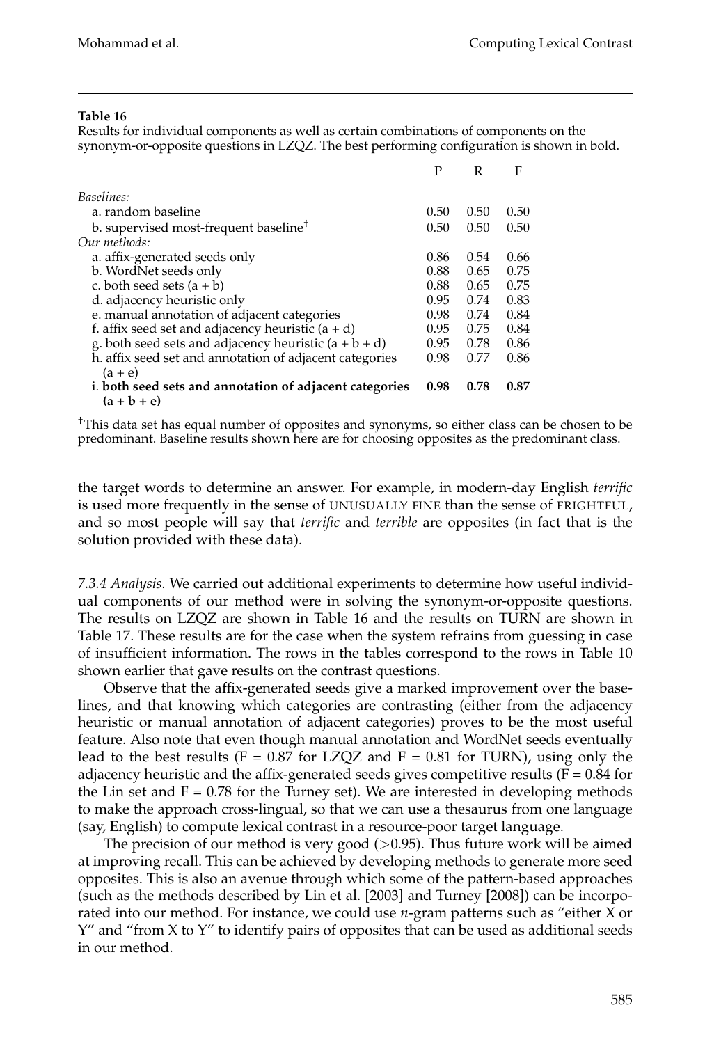**Table 16**
Results for individual components as well as certain combinations of components on the synonym-or-opposite questions in LZQZ. The best performing configuration is shown in bold.

| | P | R | F |
|---|---|---|---|
| *Baselines:* | | | |
| a. random baseline | 0.50 | 0.50 | 0.50 |
| b. supervised most-frequent baseline† | 0.50 | 0.50 | 0.50 |
| *Our methods:* | | | |
| a. affix-generated seeds only | 0.86 | 0.54 | 0.66 |
| b. WordNet seeds only | 0.88 | 0.65 | 0.75 |
| c. both seed sets (a + b) | 0.88 | 0.65 | 0.75 |
| d. adjacency heuristic only | 0.95 | 0.74 | 0.83 |
| e. manual annotation of adjacent categories | 0.98 | 0.74 | 0.84 |
| f. affix seed set and adjacency heuristic (a + d) | 0.95 | 0.75 | 0.84 |
| g. both seed sets and adjacency heuristic (a + b + d) | 0.95 | 0.78 | 0.86 |
| h. affix seed set and annotation of adjacent categories (a + e) | 0.98 | 0.77 | 0.86 |
| **i. both seed sets and annotation of adjacent categories (a + b + e)** | **0.98** | **0.78** | **0.87** |

†This data set has equal number of opposites and synonyms, so either class can be chosen to be predominant. Baseline results shown here are for choosing opposites as the predominant class.

the target words to determine an answer. For example, in modern-day English *terrific* is used more frequently in the sense of UNUSUALLY FINE than the sense of FRIGHTFUL, and so most people will say that *terrific* and *terrible* are opposites (in fact that is the solution provided with these data).

*7.3.4 Analysis.* We carried out additional experiments to determine how useful individual components of our method were in solving the synonym-or-opposite questions. The results on LZQZ are shown in Table 16 and the results on TURN are shown in Table 17. These results are for the case when the system refrains from guessing in case of insufficient information. The rows in the tables correspond to the rows in Table 10 shown earlier that gave results on the contrast questions.

Observe that the affix-generated seeds give a marked improvement over the baselines, and that knowing which categories are contrasting (either from the adjacency heuristic or manual annotation of adjacent categories) proves to be the most useful feature. Also note that even though manual annotation and WordNet seeds eventually lead to the best results (F = 0.87 for LZQZ and F = 0.81 for TURN), using only the adjacency heuristic and the affix-generated seeds gives competitive results (F = 0.84 for the Lin set and F = 0.78 for the Turney set). We are interested in developing methods to make the approach cross-lingual, so that we can use a thesaurus from one language (say, English) to compute lexical contrast in a resource-poor target language.

The precision of our method is very good (>0.95). Thus future work will be aimed at improving recall. This can be achieved by developing methods to generate more seed opposites. This is also an avenue through which some of the pattern-based approaches (such as the methods described by Lin et al. [2003] and Turney [2008]) can be incorporated into our method. For instance, we could use *n*-gram patterns such as "either X or Y" and "from X to Y" to identify pairs of opposites that can be used as additional seeds in our method.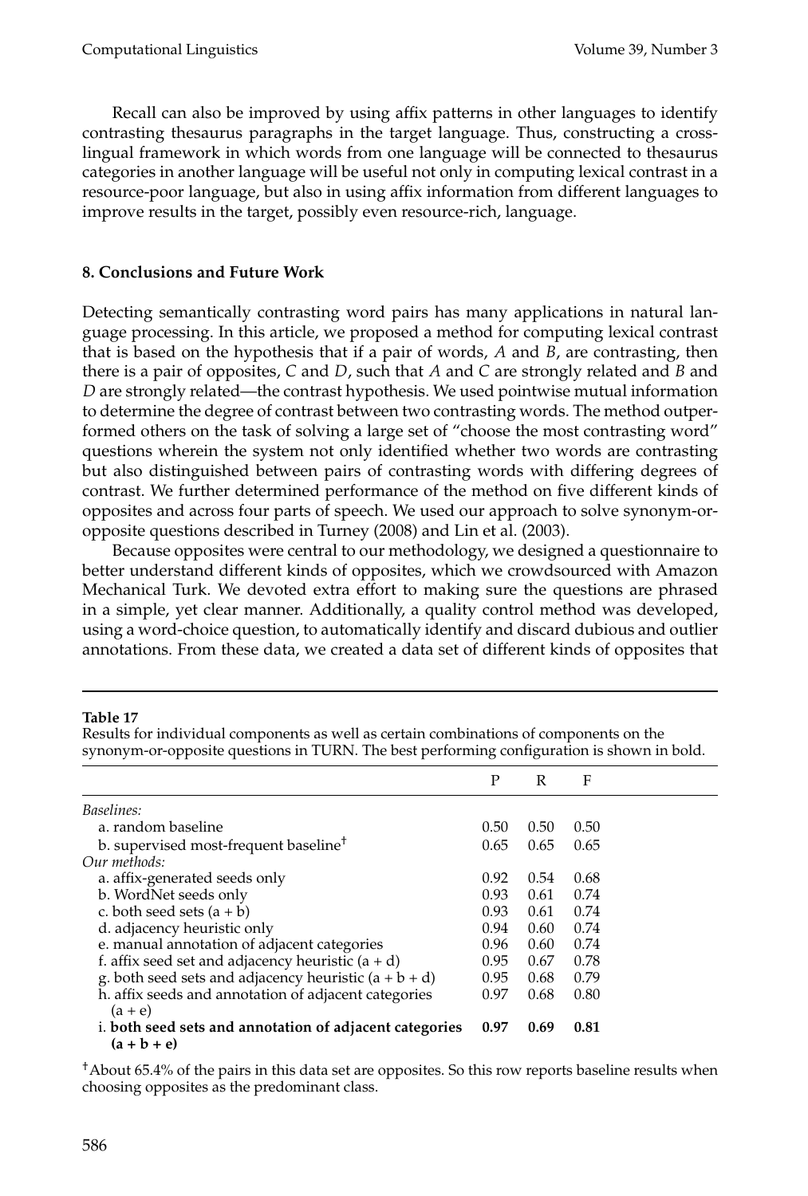Recall can also be improved by using affix patterns in other languages to identify contrasting thesaurus paragraphs in the target language. Thus, constructing a cross-lingual framework in which words from one language will be connected to thesaurus categories in another language will be useful not only in computing lexical contrast in a resource-poor language, but also in using affix information from different languages to improve results in the target, possibly even resource-rich, language.

## 8. Conclusions and Future Work

Detecting semantically contrasting word pairs has many applications in natural language processing. In this article, we proposed a method for computing lexical contrast that is based on the hypothesis that if a pair of words, *A* and *B*, are contrasting, then there is a pair of opposites, *C* and *D*, such that *A* and *C* are strongly related and *B* and *D* are strongly related—the contrast hypothesis. We used pointwise mutual information to determine the degree of contrast between two contrasting words. The method outperformed others on the task of solving a large set of "choose the most contrasting word" questions wherein the system not only identified whether two words are contrasting but also distinguished between pairs of contrasting words with differing degrees of contrast. We further determined performance of the method on five different kinds of opposites and across four parts of speech. We used our approach to solve synonym-or-opposite questions described in Turney (2008) and Lin et al. (2003).

Because opposites were central to our methodology, we designed a questionnaire to better understand different kinds of opposites, which we crowdsourced with Amazon Mechanical Turk. We devoted extra effort to making sure the questions are phrased in a simple, yet clear manner. Additionally, a quality control method was developed, using a word-choice question, to automatically identify and discard dubious and outlier annotations. From these data, we created a data set of different kinds of opposites that

**Table 17**
Results for individual components as well as certain combinations of components on the synonym-or-opposite questions in TURN. The best performing configuration is shown in bold.

| | P | R | F |
|---|---|---|---|
| *Baselines:* | | | |
| a. random baseline | 0.50 | 0.50 | 0.50 |
| b. supervised most-frequent baseline† | 0.65 | 0.65 | 0.65 |
| *Our methods:* | | | |
| a. affix-generated seeds only | 0.92 | 0.54 | 0.68 |
| b. WordNet seeds only | 0.93 | 0.61 | 0.74 |
| c. both seed sets (a + b) | 0.93 | 0.61 | 0.74 |
| d. adjacency heuristic only | 0.94 | 0.60 | 0.74 |
| e. manual annotation of adjacent categories | 0.96 | 0.60 | 0.74 |
| f. affix seed set and adjacency heuristic (a + d) | 0.95 | 0.67 | 0.78 |
| g. both seed sets and adjacency heuristic (a + b + d) | 0.95 | 0.68 | 0.79 |
| h. affix seeds and annotation of adjacent categories (a + e) | 0.97 | 0.68 | 0.80 |
| i. **both seed sets and annotation of adjacent categories (a + b + e)** | **0.97** | **0.69** | **0.81** |

†About 65.4% of the pairs in this data set are opposites. So this row reports baseline results when choosing opposites as the predominant class.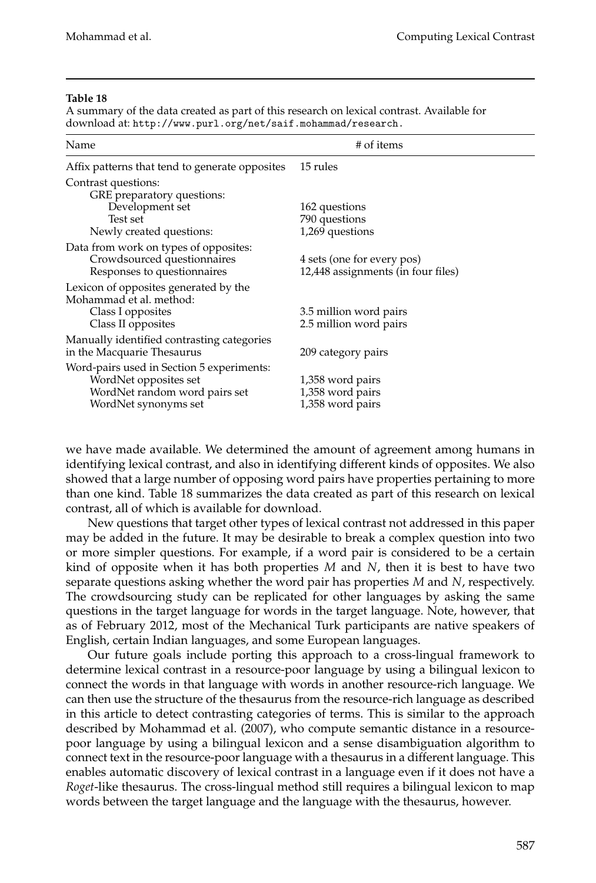**Table 18**

A summary of the data created as part of this research on lexical contrast. Available for download at: http://www.purl.org/net/saif.mohammad/research.

| Name | # of items |
|---|---|
| Affix patterns that tend to generate opposites | 15 rules |
| Contrast questions: | |
| GRE preparatory questions: | |
| Development set | 162 questions |
| Test set | 790 questions |
| Newly created questions: | 1,269 questions |
| Data from work on types of opposites: | |
| Crowdsourced questionnaires | 4 sets (one for every pos) |
| Responses to questionnaires | 12,448 assignments (in four files) |
| Lexicon of opposites generated by the Mohammad et al. method: | |
| Class I opposites | 3.5 million word pairs |
| Class II opposites | 2.5 million word pairs |
| Manually identified contrasting categories in the Macquarie Thesaurus | 209 category pairs |
| Word-pairs used in Section 5 experiments: | |
| WordNet opposites set | 1,358 word pairs |
| WordNet random word pairs set | 1,358 word pairs |
| WordNet synonyms set | 1,358 word pairs |

we have made available. We determined the amount of agreement among humans in identifying lexical contrast, and also in identifying different kinds of opposites. We also showed that a large number of opposing word pairs have properties pertaining to more than one kind. Table 18 summarizes the data created as part of this research on lexical contrast, all of which is available for download.

New questions that target other types of lexical contrast not addressed in this paper may be added in the future. It may be desirable to break a complex question into two or more simpler questions. For example, if a word pair is considered to be a certain kind of opposite when it has both properties $M$ and $N$, then it is best to have two separate questions asking whether the word pair has properties $M$ and $N$, respectively. The crowdsourcing study can be replicated for other languages by asking the same questions in the target language for words in the target language. Note, however, that as of February 2012, most of the Mechanical Turk participants are native speakers of English, certain Indian languages, and some European languages.

Our future goals include porting this approach to a cross-lingual framework to determine lexical contrast in a resource-poor language by using a bilingual lexicon to connect the words in that language with words in another resource-rich language. We can then use the structure of the thesaurus from the resource-rich language as described in this article to detect contrasting categories of terms. This is similar to the approach described by Mohammad et al. (2007), who compute semantic distance in a resource-poor language by using a bilingual lexicon and a sense disambiguation algorithm to connect text in the resource-poor language with a thesaurus in a different language. This enables automatic discovery of lexical contrast in a language even if it does not have a *Roget*-like thesaurus. The cross-lingual method still requires a bilingual lexicon to map words between the target language and the language with the thesaurus, however.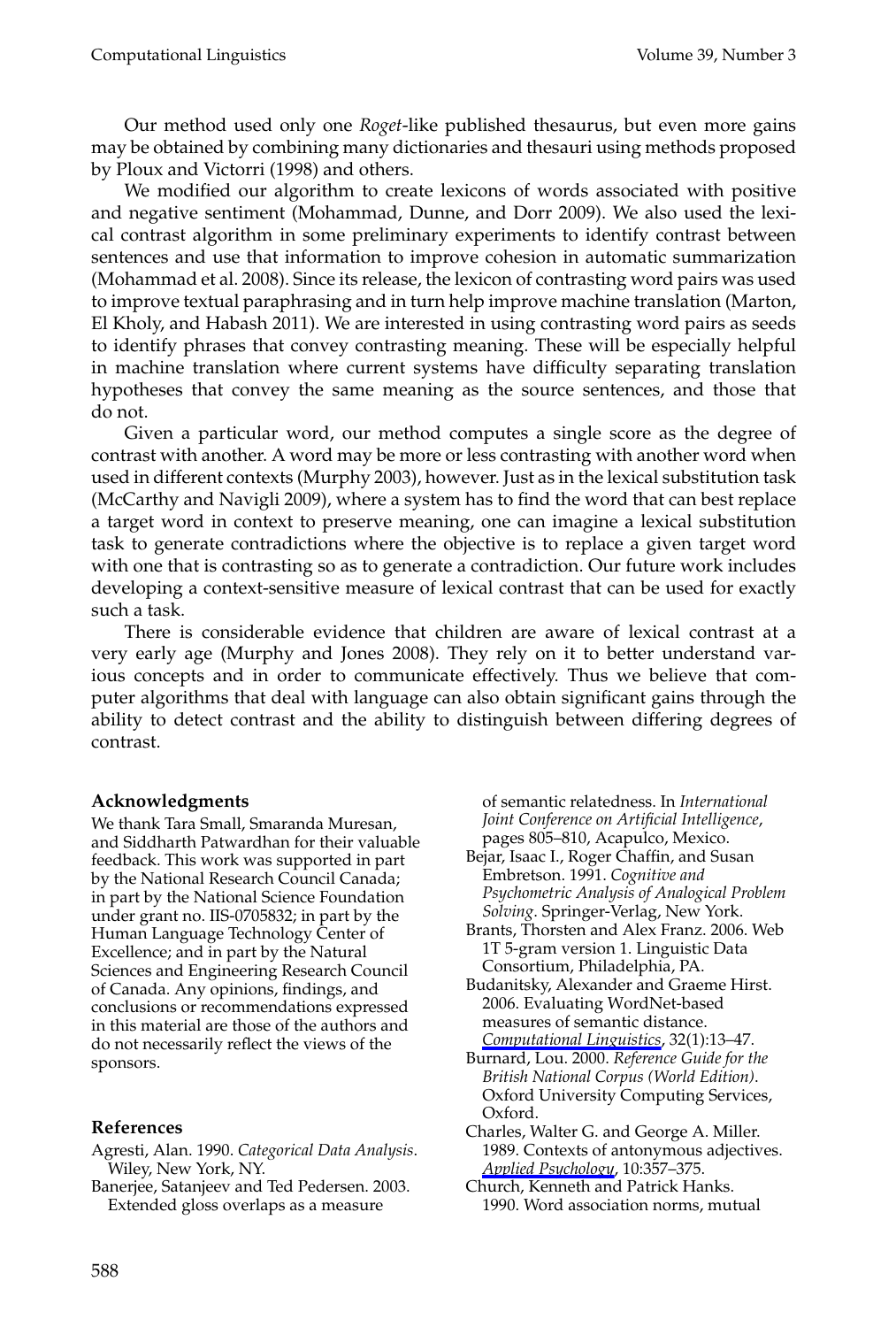Our method used only one *Roget*-like published thesaurus, but even more gains may be obtained by combining many dictionaries and thesauri using methods proposed by Ploux and Victorri (1998) and others.

We modified our algorithm to create lexicons of words associated with positive and negative sentiment (Mohammad, Dunne, and Dorr 2009). We also used the lexical contrast algorithm in some preliminary experiments to identify contrast between sentences and use that information to improve cohesion in automatic summarization (Mohammad et al. 2008). Since its release, the lexicon of contrasting word pairs was used to improve textual paraphrasing and in turn help improve machine translation (Marton, El Kholy, and Habash 2011). We are interested in using contrasting word pairs as seeds to identify phrases that convey contrasting meaning. These will be especially helpful in machine translation where current systems have difficulty separating translation hypotheses that convey the same meaning as the source sentences, and those that do not.

Given a particular word, our method computes a single score as the degree of contrast with another. A word may be more or less contrasting with another word when used in different contexts (Murphy 2003), however. Just as in the lexical substitution task (McCarthy and Navigli 2009), where a system has to find the word that can best replace a target word in context to preserve meaning, one can imagine a lexical substitution task to generate contradictions where the objective is to replace a given target word with one that is contrasting so as to generate a contradiction. Our future work includes developing a context-sensitive measure of lexical contrast that can be used for exactly such a task.

There is considerable evidence that children are aware of lexical contrast at a very early age (Murphy and Jones 2008). They rely on it to better understand various concepts and in order to communicate effectively. Thus we believe that computer algorithms that deal with language can also obtain significant gains through the ability to detect contrast and the ability to distinguish between differing degrees of contrast.

### Acknowledgments

We thank Tara Small, Smaranda Muresan, and Siddharth Patwardhan for their valuable feedback. This work was supported in part by the National Research Council Canada; in part by the National Science Foundation under grant no. IIS-0705832; in part by the Human Language Technology Center of Excellence; and in part by the Natural Sciences and Engineering Research Council of Canada. Any opinions, findings, and conclusions or recommendations expressed in this material are those of the authors and do not necessarily reflect the views of the sponsors.

### References

Agresti, Alan. 1990. *Categorical Data Analysis*. Wiley, New York, NY.

Banerjee, Satanjeev and Ted Pedersen. 2003. Extended gloss overlaps as a measure of semantic relatedness. In *International Joint Conference on Artificial Intelligence*, pages 805–810, Acapulco, Mexico.

Bejar, Isaac I., Roger Chaffin, and Susan Embretson. 1991. *Cognitive and Psychometric Analysis of Analogical Problem Solving*. Springer-Verlag, New York.

Brants, Thorsten and Alex Franz. 2006. Web 1T 5-gram version 1. Linguistic Data Consortium, Philadelphia, PA.

Budanitsky, Alexander and Graeme Hirst. 2006. Evaluating WordNet-based measures of semantic distance. *Computational Linguistics*, 32(1):13–47.

Burnard, Lou. 2000. *Reference Guide for the British National Corpus (World Edition)*. Oxford University Computing Services, Oxford.

Charles, Walter G. and George A. Miller. 1989. Contexts of antonymous adjectives. *Applied Psychology*, 10:357–375.

Church, Kenneth and Patrick Hanks. 1990. Word association norms, mutual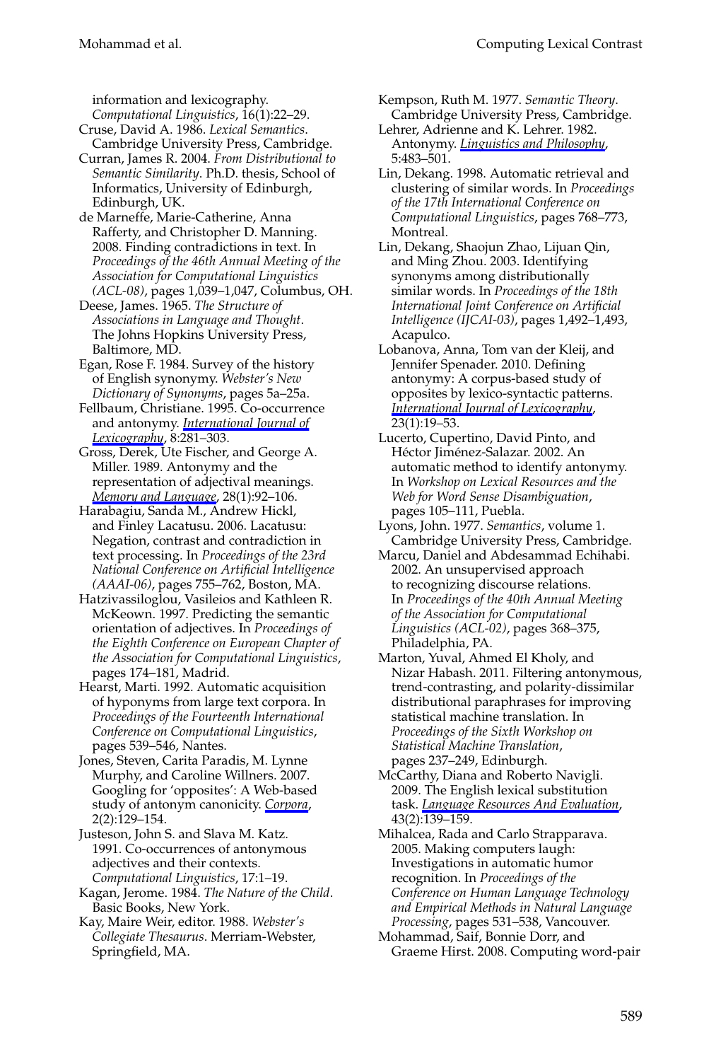information and lexicography. *Computational Linguistics*, 16(1):22–29.

Cruse, David A. 1986. *Lexical Semantics*. Cambridge University Press, Cambridge.

Curran, James R. 2004. *From Distributional to Semantic Similarity*. Ph.D. thesis, School of Informatics, University of Edinburgh, Edinburgh, UK.

de Marneffe, Marie-Catherine, Anna Rafferty, and Christopher D. Manning. 2008. Finding contradictions in text. In *Proceedings of the 46th Annual Meeting of the Association for Computational Linguistics (ACL-08)*, pages 1,039–1,047, Columbus, OH.

Deese, James. 1965. *The Structure of Associations in Language and Thought*. The Johns Hopkins University Press, Baltimore, MD.

Egan, Rose F. 1984. Survey of the history of English synonymy. *Webster's New Dictionary of Synonyms*, pages 5a–25a.

Fellbaum, Christiane. 1995. Co-occurrence and antonymy. *International Journal of Lexicography*, 8:281–303.

Gross, Derek, Ute Fischer, and George A. Miller. 1989. Antonymy and the representation of adjectival meanings. *Memory and Language*, 28(1):92–106.

Harabagiu, Sanda M., Andrew Hickl, and Finley Lacatusu. 2006. Lacatusu: Negation, contrast and contradiction in text processing. In *Proceedings of the 23rd National Conference on Artificial Intelligence (AAAI-06)*, pages 755–762, Boston, MA.

Hatzivassiloglou, Vasileios and Kathleen R. McKeown. 1997. Predicting the semantic orientation of adjectives. In *Proceedings of the Eighth Conference on European Chapter of the Association for Computational Linguistics*, pages 174–181, Madrid.

Hearst, Marti. 1992. Automatic acquisition of hyponyms from large text corpora. In *Proceedings of the Fourteenth International Conference on Computational Linguistics*, pages 539–546, Nantes.

Jones, Steven, Carita Paradis, M. Lynne Murphy, and Caroline Willners. 2007. Googling for 'opposites': A Web-based study of antonym canonicity. *Corpora*, 2(2):129–154.

Justeson, John S. and Slava M. Katz. 1991. Co-occurrences of antonymous adjectives and their contexts. *Computational Linguistics*, 17:1–19.

Kagan, Jerome. 1984. *The Nature of the Child*. Basic Books, New York.

Kay, Maire Weir, editor. 1988. *Webster's Collegiate Thesaurus*. Merriam-Webster, Springfield, MA.

Kempson, Ruth M. 1977. *Semantic Theory*. Cambridge University Press, Cambridge.

Lehrer, Adrienne and K. Lehrer. 1982. Antonymy. *Linguistics and Philosophy*, 5:483–501.

Lin, Dekang. 1998. Automatic retrieval and clustering of similar words. In *Proceedings of the 17th International Conference on Computational Linguistics*, pages 768–773, Montreal.

Lin, Dekang, Shaojun Zhao, Lijuan Qin, and Ming Zhou. 2003. Identifying synonyms among distributionally similar words. In *Proceedings of the 18th International Joint Conference on Artificial Intelligence (IJCAI-03)*, pages 1,492–1,493, Acapulco.

Lobanova, Anna, Tom van der Kleij, and Jennifer Spenader. 2010. Defining antonymy: A corpus-based study of opposites by lexico-syntactic patterns. *International Journal of Lexicography*, 23(1):19–53.

Lucerto, Cupertino, David Pinto, and Héctor Jiménez-Salazar. 2002. An automatic method to identify antonymy. In *Workshop on Lexical Resources and the Web for Word Sense Disambiguation*, pages 105–111, Puebla.

Lyons, John. 1977. *Semantics*, volume 1. Cambridge University Press, Cambridge.

Marcu, Daniel and Abdesammad Echihabi. 2002. An unsupervised approach to recognizing discourse relations. In *Proceedings of the 40th Annual Meeting of the Association for Computational Linguistics (ACL-02)*, pages 368–375, Philadelphia, PA.

Marton, Yuval, Ahmed El Kholy, and Nizar Habash. 2011. Filtering antonymous, trend-contrasting, and polarity-dissimilar distributional paraphrases for improving statistical machine translation. In *Proceedings of the Sixth Workshop on Statistical Machine Translation*, pages 237–249, Edinburgh.

McCarthy, Diana and Roberto Navigli. 2009. The English lexical substitution task. *Language Resources And Evaluation*, 43(2):139–159.

Mihalcea, Rada and Carlo Strapparava. 2005. Making computers laugh: Investigations in automatic humor recognition. In *Proceedings of the Conference on Human Language Technology and Empirical Methods in Natural Language Processing*, pages 531–538, Vancouver.

Mohammad, Saif, Bonnie Dorr, and Graeme Hirst. 2008. Computing word-pair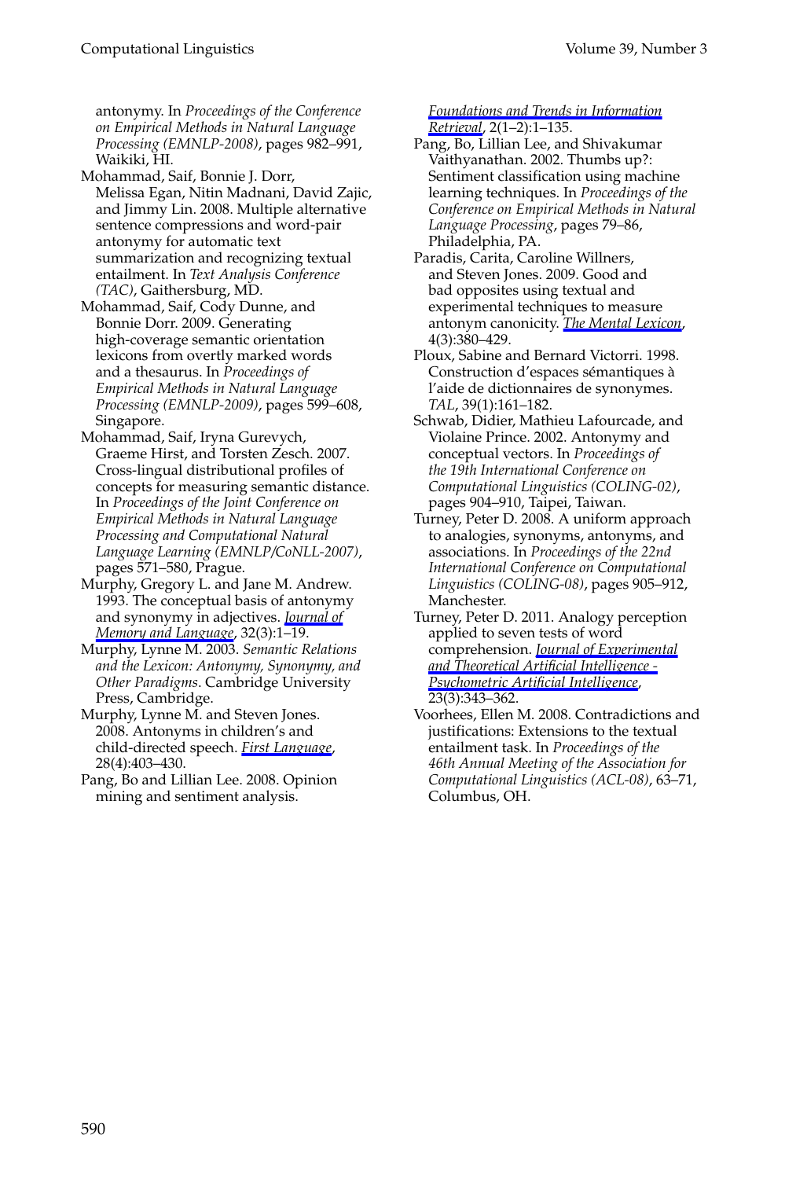antonymy. In *Proceedings of the Conference on Empirical Methods in Natural Language Processing (EMNLP-2008)*, pages 982–991, Waikiki, HI.

Mohammad, Saif, Bonnie J. Dorr, Melissa Egan, Nitin Madnani, David Zajic, and Jimmy Lin. 2008. Multiple alternative sentence compressions and word-pair antonymy for automatic text summarization and recognizing textual entailment. In *Text Analysis Conference (TAC)*, Gaithersburg, MD.

Mohammad, Saif, Cody Dunne, and Bonnie Dorr. 2009. Generating high-coverage semantic orientation lexicons from overtly marked words and a thesaurus. In *Proceedings of Empirical Methods in Natural Language Processing (EMNLP-2009)*, pages 599–608, Singapore.

Mohammad, Saif, Iryna Gurevych, Graeme Hirst, and Torsten Zesch. 2007. Cross-lingual distributional profiles of concepts for measuring semantic distance. In *Proceedings of the Joint Conference on Empirical Methods in Natural Language Processing and Computational Natural Language Learning (EMNLP/CoNLL-2007)*, pages 571–580, Prague.

Murphy, Gregory L. and Jane M. Andrew. 1993. The conceptual basis of antonymy and synonymy in adjectives. *Journal of Memory and Language*, 32(3):1–19.

Murphy, Lynne M. 2003. *Semantic Relations and the Lexicon: Antonymy, Synonymy, and Other Paradigms*. Cambridge University Press, Cambridge.

Murphy, Lynne M. and Steven Jones. 2008. Antonyms in children's and child-directed speech. *First Language*, 28(4):403–430.

Pang, Bo and Lillian Lee. 2008. Opinion mining and sentiment analysis. *Foundations and Trends in Information Retrieval*, 2(1–2):1–135.

Pang, Bo, Lillian Lee, and Shivakumar Vaithyanathan. 2002. Thumbs up?: Sentiment classification using machine learning techniques. In *Proceedings of the Conference on Empirical Methods in Natural Language Processing*, pages 79–86, Philadelphia, PA.

Paradis, Carita, Caroline Willners, and Steven Jones. 2009. Good and bad opposites using textual and experimental techniques to measure antonym canonicity. *The Mental Lexicon*, 4(3):380–429.

Ploux, Sabine and Bernard Victorri. 1998. Construction d'espaces sémantiques à l'aide de dictionnaires de synonymes. *TAL*, 39(1):161–182.

Schwab, Didier, Mathieu Lafourcade, and Violaine Prince. 2002. Antonymy and conceptual vectors. In *Proceedings of the 19th International Conference on Computational Linguistics (COLING-02)*, pages 904–910, Taipei, Taiwan.

Turney, Peter D. 2008. A uniform approach to analogies, synonyms, antonyms, and associations. In *Proceedings of the 22nd International Conference on Computational Linguistics (COLING-08)*, pages 905–912, Manchester.

Turney, Peter D. 2011. Analogy perception applied to seven tests of word comprehension. *Journal of Experimental and Theoretical Artificial Intelligence - Psychometric Artificial Intelligence*, 23(3):343–362.

Voorhees, Ellen M. 2008. Contradictions and justifications: Extensions to the textual entailment task. In *Proceedings of the 46th Annual Meeting of the Association for Computational Linguistics (ACL-08)*, 63–71, Columbus, OH.